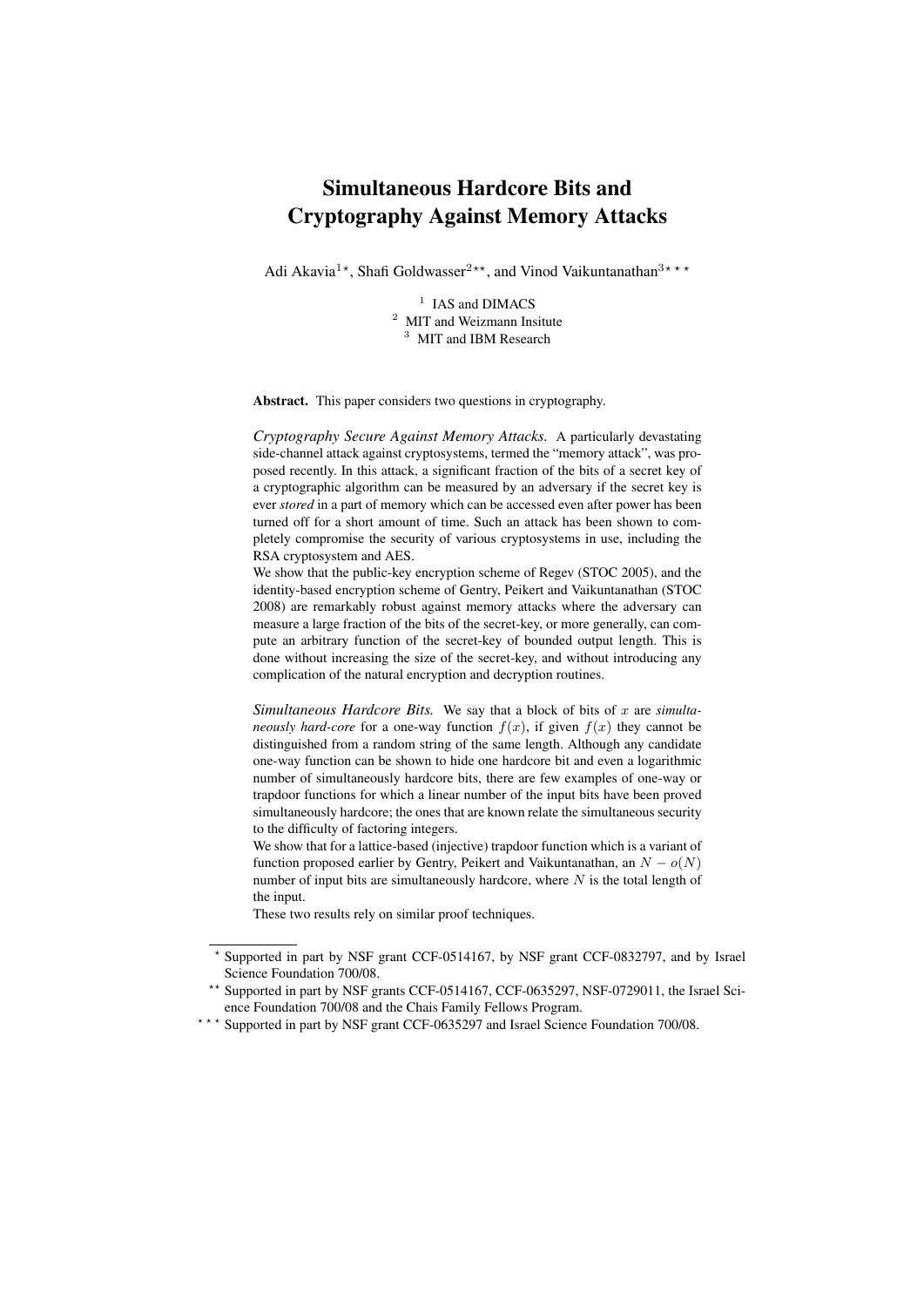# Simultaneous Hardcore Bits and Cryptography Against Memory Attacks

Adi Akavia[1*], Shafi Goldwasser[2**], and Vinod Vaikuntanathan[3***]

[1] IAS and DIMACS
[2] MIT and Weizmann Insitute
[3] MIT and IBM Research

**Abstract.** This paper considers two questions in cryptography.

*Cryptography Secure Against Memory Attacks.* A particularly devastating side-channel attack against cryptosystems, termed the "memory attack", was proposed recently. In this attack, a significant fraction of the bits of a secret key of a cryptographic algorithm can be measured by an adversary if the secret key is ever *stored* in a part of memory which can be accessed even after power has been turned off for a short amount of time. Such an attack has been shown to completely compromise the security of various cryptosystems in use, including the RSA cryptosystem and AES.

We show that the public-key encryption scheme of Regev (STOC 2005), and the identity-based encryption scheme of Gentry, Peikert and Vaikuntanathan (STOC 2008) are remarkably robust against memory attacks where the adversary can measure a large fraction of the bits of the secret-key, or more generally, can compute an arbitrary function of the secret-key of bounded output length. This is done without increasing the size of the secret-key, and without introducing any complication of the natural encryption and decryption routines.

*Simultaneous Hardcore Bits.* We say that a block of bits of $x$ are *simultaneously hard-core* for a one-way function $f(x)$, if given $f(x)$ they cannot be distinguished from a random string of the same length. Although any candidate one-way function can be shown to hide one hardcore bit and even a logarithmic number of simultaneously hardcore bits, there are few examples of one-way or trapdoor functions for which a linear number of the input bits have been proved simultaneously hardcore; the ones that are known relate the simultaneous security to the difficulty of factoring integers.

We show that for a lattice-based (injective) trapdoor function which is a variant of function proposed earlier by Gentry, Peikert and Vaikuntanathan, an $N - o(N)$ number of input bits are simultaneously hardcore, where $N$ is the total length of the input.

These two results rely on similar proof techniques.

---

* Supported in part by NSF grant CCF-0514167, by NSF grant CCF-0832797, and by Israel Science Foundation 700/08.

** Supported in part by NSF grants CCF-0514167, CCF-0635297, NSF-0729011, the Israel Science Foundation 700/08 and the Chais Family Fellows Program.

*** Supported in part by NSF grant CCF-0635297 and Israel Science Foundation 700/08.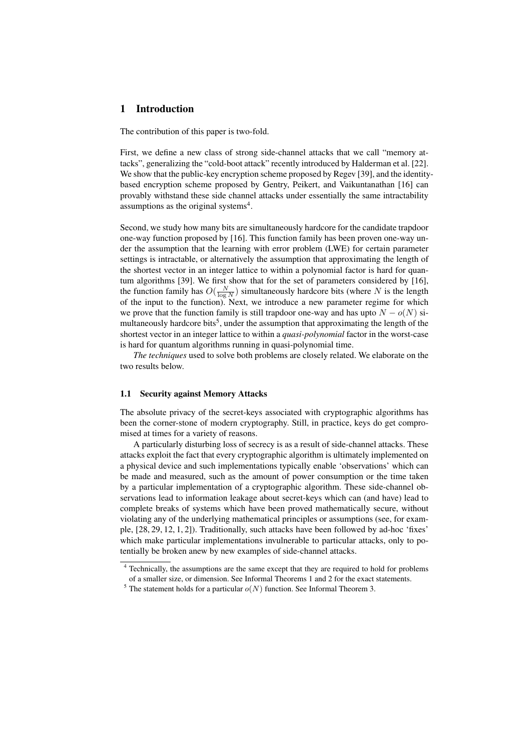## 1 Introduction

The contribution of this paper is two-fold.

First, we define a new class of strong side-channel attacks that we call "memory attacks", generalizing the "cold-boot attack" recently introduced by Halderman et al. [22]. We show that the public-key encryption scheme proposed by Regev [39], and the identity-based encryption scheme proposed by Gentry, Peikert, and Vaikuntanathan [16] can provably withstand these side channel attacks under essentially the same intractability assumptions as the original systems[4].

Second, we study how many bits are simultaneously hardcore for the candidate trapdoor one-way function proposed by [16]. This function family has been proven one-way under the assumption that the learning with error problem (LWE) for certain parameter settings is intractable, or alternatively the assumption that approximating the length of the shortest vector in an integer lattice to within a polynomial factor is hard for quantum algorithms [39]. We first show that for the set of parameters considered by [16], the function family has $O(\frac{N}{\log N})$ simultaneously hardcore bits (where $N$ is the length of the input to the function). Next, we introduce a new parameter regime for which we prove that the function family is still trapdoor one-way and has upto $N - o(N)$ simultaneously hardcore bits[5], under the assumption that approximating the length of the shortest vector in an integer lattice to within a *quasi-polynomial* factor in the worst-case is hard for quantum algorithms running in quasi-polynomial time.

*The techniques* used to solve both problems are closely related. We elaborate on the two results below.

### 1.1 Security against Memory Attacks

The absolute privacy of the secret-keys associated with cryptographic algorithms has been the corner-stone of modern cryptography. Still, in practice, keys do get compromised at times for a variety of reasons.

A particularly disturbing loss of secrecy is as a result of side-channel attacks. These attacks exploit the fact that every cryptographic algorithm is ultimately implemented on a physical device and such implementations typically enable 'observations' which can be made and measured, such as the amount of power consumption or the time taken by a particular implementation of a cryptographic algorithm. These side-channel observations lead to information leakage about secret-keys which can (and have) lead to complete breaks of systems which have been proved mathematically secure, without violating any of the underlying mathematical principles or assumptions (see, for example, [28, 29, 12, 1, 2]). Traditionally, such attacks have been followed by ad-hoc 'fixes' which make particular implementations invulnerable to particular attacks, only to potentially be broken anew by new examples of side-channel attacks.

[4] Technically, the assumptions are the same except that they are required to hold for problems of a smaller size, or dimension. See Informal Theorems 1 and 2 for the exact statements.

[5] The statement holds for a particular $o(N)$ function. See Informal Theorem 3.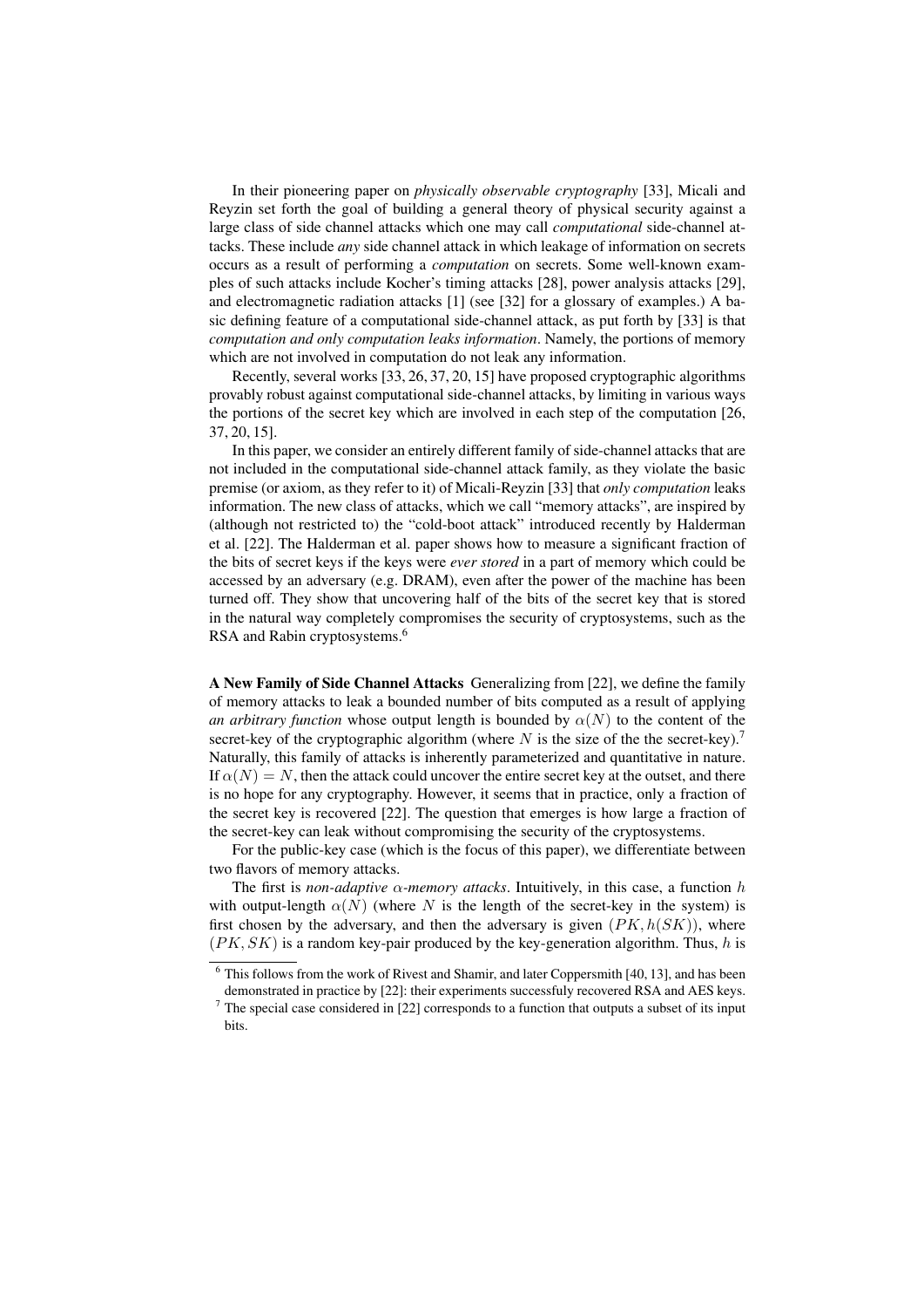In their pioneering paper on *physically observable cryptography* [33], Micali and Reyzin set forth the goal of building a general theory of physical security against a large class of side channel attacks which one may call *computational* side-channel attacks. These include *any* side channel attack in which leakage of information on secrets occurs as a result of performing a *computation* on secrets. Some well-known examples of such attacks include Kocher's timing attacks [28], power analysis attacks [29], and electromagnetic radiation attacks [1] (see [32] for a glossary of examples.) A basic defining feature of a computational side-channel attack, as put forth by [33] is that *computation and only computation leaks information*. Namely, the portions of memory which are not involved in computation do not leak any information.

Recently, several works [33, 26, 37, 20, 15] have proposed cryptographic algorithms provably robust against computational side-channel attacks, by limiting in various ways the portions of the secret key which are involved in each step of the computation [26, 37, 20, 15].

In this paper, we consider an entirely different family of side-channel attacks that are not included in the computational side-channel attack family, as they violate the basic premise (or axiom, as they refer to it) of Micali-Reyzin [33] that *only computation* leaks information. The new class of attacks, which we call "memory attacks", are inspired by (although not restricted to) the "cold-boot attack" introduced recently by Halderman et al. [22]. The Halderman et al. paper shows how to measure a significant fraction of the bits of secret keys if the keys were *ever stored* in a part of memory which could be accessed by an adversary (e.g. DRAM), even after the power of the machine has been turned off. They show that uncovering half of the bits of the secret key that is stored in the natural way completely compromises the security of cryptosystems, such as the RSA and Rabin cryptosystems.[6]

**A New Family of Side Channel Attacks** Generalizing from [22], we define the family of memory attacks to leak a bounded number of bits computed as a result of applying *an arbitrary function* whose output length is bounded by $\alpha(N)$ to the content of the secret-key of the cryptographic algorithm (where $N$ is the size of the the secret-key).[7] Naturally, this family of attacks is inherently parameterized and quantitative in nature. If $\alpha(N) = N$, then the attack could uncover the entire secret key at the outset, and there is no hope for any cryptography. However, it seems that in practice, only a fraction of the secret key is recovered [22]. The question that emerges is how large a fraction of the secret-key can leak without compromising the security of the cryptosystems.

For the public-key case (which is the focus of this paper), we differentiate between two flavors of memory attacks.

The first is *non-adaptive $\alpha$-memory attacks*. Intuitively, in this case, a function $h$ with output-length $\alpha(N)$ (where $N$ is the length of the secret-key in the system) is first chosen by the adversary, and then the adversary is given $(PK, h(SK))$, where $(PK, SK)$ is a random key-pair produced by the key-generation algorithm. Thus, $h$ is

[6] This follows from the work of Rivest and Shamir, and later Coppersmith [40, 13], and has been demonstrated in practice by [22]: their experiments successfuly recovered RSA and AES keys.

[7] The special case considered in [22] corresponds to a function that outputs a subset of its input bits.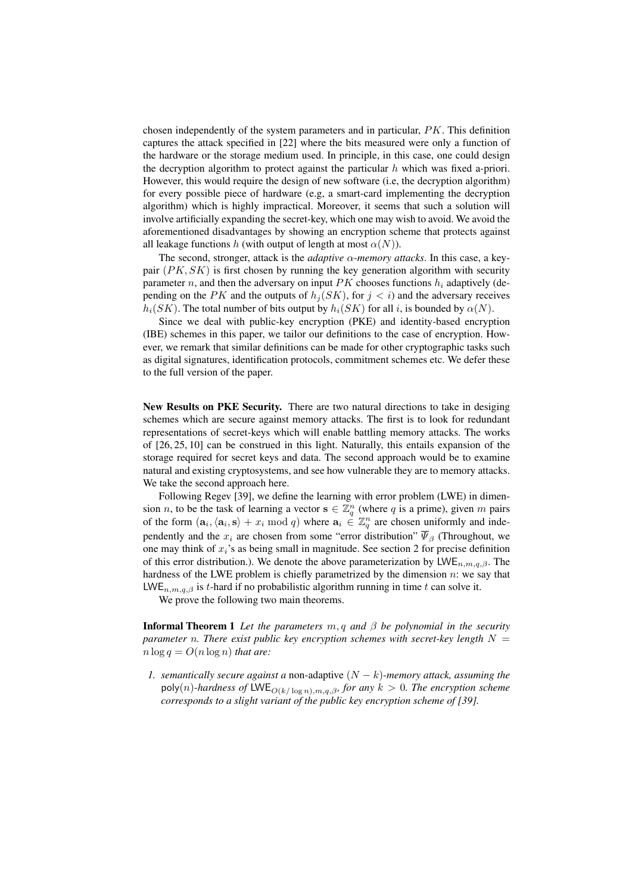chosen independently of the system parameters and in particular, $PK$. This definition captures the attack specified in [22] where the bits measured were only a function of the hardware or the storage medium used. In principle, in this case, one could design the decryption algorithm to protect against the particular $h$ which was fixed a-priori. However, this would require the design of new software (i.e, the decryption algorithm) for every possible piece of hardware (e.g, a smart-card implementing the decryption algorithm) which is highly impractical. Moreover, it seems that such a solution will involve artificially expanding the secret-key, which one may wish to avoid. We avoid the aforementioned disadvantages by showing an encryption scheme that protects against all leakage functions $h$ (with output of length at most $\alpha(N)$).

The second, stronger, attack is the *adaptive $\alpha$-memory attacks*. In this case, a key-pair $(PK, SK)$ is first chosen by running the key generation algorithm with security parameter $n$, and then the adversary on input $PK$ chooses functions $h_i$ adaptively (depending on the $PK$ and the outputs of $h_j(SK)$, for $j < i$) and the adversary receives $h_i(SK)$. The total number of bits output by $h_i(SK)$ for all $i$, is bounded by $\alpha(N)$.

Since we deal with public-key encryption (PKE) and identity-based encryption (IBE) schemes in this paper, we tailor our definitions to the case of encryption. However, we remark that similar definitions can be made for other cryptographic tasks such as digital signatures, identification protocols, commitment schemes etc. We defer these to the full version of the paper.

**New Results on PKE Security.** There are two natural directions to take in desiging schemes which are secure against memory attacks. The first is to look for redundant representations of secret-keys which will enable battling memory attacks. The works of [26, 25, 10] can be construed in this light. Naturally, this entails expansion of the storage required for secret keys and data. The second approach would be to examine natural and existing cryptosystems, and see how vulnerable they are to memory attacks. We take the second approach here.

Following Regev [39], we define the learning with error problem (LWE) in dimension $n$, to be the task of learning a vector $\mathbf{s} \in \mathbb{Z}_q^n$ (where $q$ is a prime), given $m$ pairs of the form $(\mathbf{a}_i, \langle \mathbf{a}_i, \mathbf{s} \rangle + x_i \bmod q)$ where $\mathbf{a}_i \in \mathbb{Z}_q^n$ are chosen uniformly and independently and the $x_i$ are chosen from some "error distribution" $\overline{\Psi}_\beta$ (Throughout, we one may think of $x_i$'s as being small in magnitude. See section 2 for precise definition of this error distribution.). We denote the above parameterization by $\mathsf{LWE}_{n,m,q,\beta}$. The hardness of the LWE problem is chiefly parametrized by the dimension $n$: we say that $\mathsf{LWE}_{n,m,q,\beta}$ is $t$-hard if no probabilistic algorithm running in time $t$ can solve it.

We prove the following two main theorems.

**Informal Theorem 1** *Let the parameters $m, q$ and $\beta$ be polynomial in the security parameter $n$. There exist public key encryption schemes with secret-key length $N = n \log q = O(n \log n)$ that are:*

1. *semantically secure against a* non-adaptive *$(N - k)$-memory attack, assuming the $\mathsf{poly}(n)$-hardness of $\mathsf{LWE}_{O(k/\log n),m,q,\beta}$, for any $k > 0$. The encryption scheme corresponds to a slight variant of the public key encryption scheme of [39].*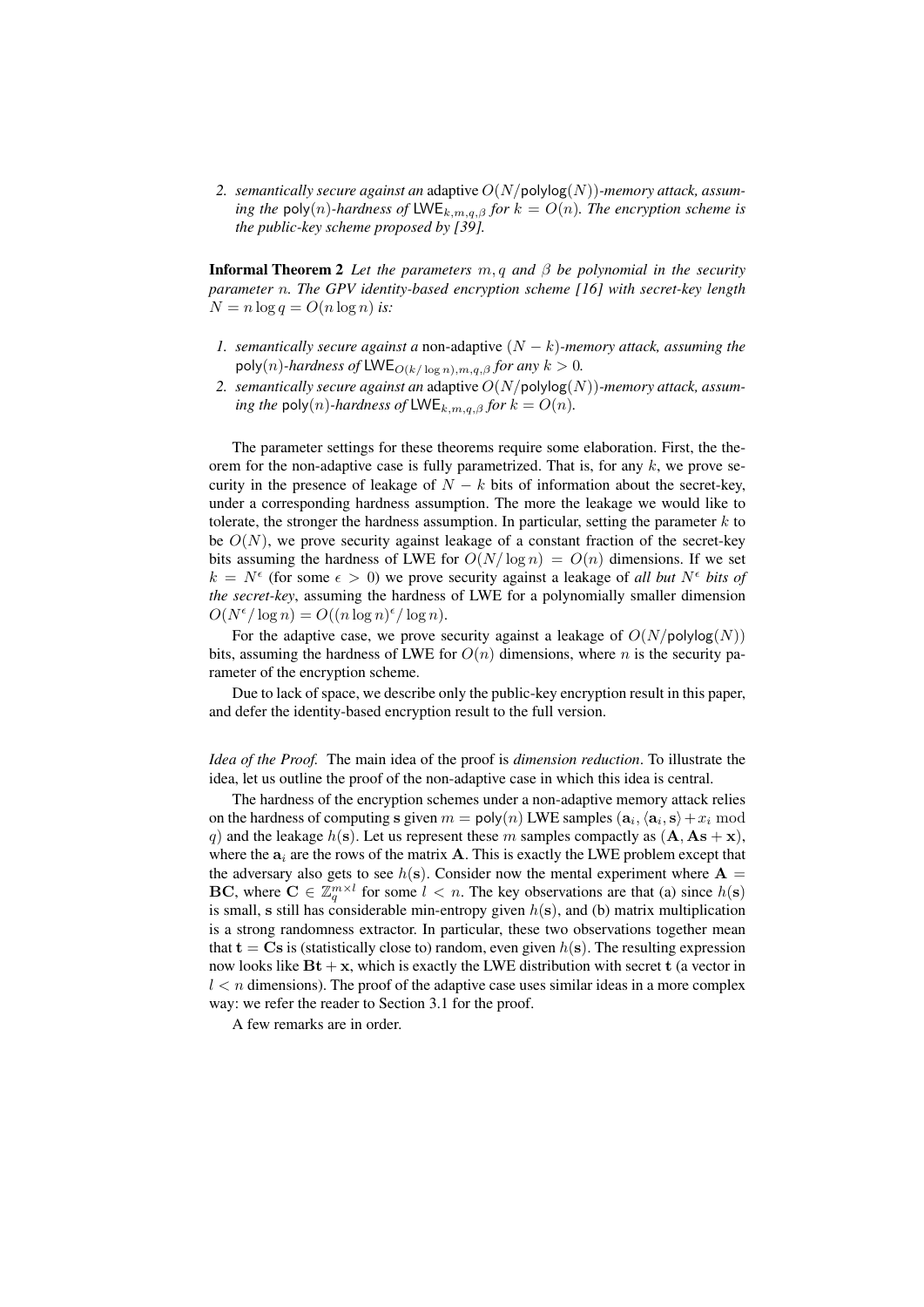2. *semantically secure against an* adaptive $O(N/\mathsf{polylog}(N))$*-memory attack, assuming the* $\mathsf{poly}(n)$*-hardness of* $\mathsf{LWE}_{k,m,q,\beta}$ *for* $k = O(n)$*. The encryption scheme is the public-key scheme proposed by [39].*

**Informal Theorem 2** *Let the parameters* $m, q$ *and* $\beta$ *be polynomial in the security parameter* $n$*. The GPV identity-based encryption scheme [16] with secret-key length* $N = n \log q = O(n \log n)$ *is:*

1. *semantically secure against a* non-adaptive $(N - k)$*-memory attack, assuming the* $\mathsf{poly}(n)$*-hardness of* $\mathsf{LWE}_{O(k/\log n),m,q,\beta}$ *for any* $k > 0$*.*
2. *semantically secure against an* adaptive $O(N/\mathsf{polylog}(N))$*-memory attack, assuming the* $\mathsf{poly}(n)$*-hardness of* $\mathsf{LWE}_{k,m,q,\beta}$ *for* $k = O(n)$*.*

The parameter settings for these theorems require some elaboration. First, the theorem for the non-adaptive case is fully parametrized. That is, for any $k$, we prove security in the presence of leakage of $N - k$ bits of information about the secret-key, under a corresponding hardness assumption. The more the leakage we would like to tolerate, the stronger the hardness assumption. In particular, setting the parameter $k$ to be $O(N)$, we prove security against leakage of a constant fraction of the secret-key bits assuming the hardness of LWE for $O(N/\log n) = O(n)$ dimensions. If we set $k = N^\epsilon$ (for some $\epsilon > 0$) we prove security against a leakage of *all but* $N^\epsilon$ *bits of the secret-key*, assuming the hardness of LWE for a polynomially smaller dimension $O(N^\epsilon/\log n) = O((n \log n)^\epsilon/\log n)$.

For the adaptive case, we prove security against a leakage of $O(N/\mathsf{polylog}(N))$ bits, assuming the hardness of LWE for $O(n)$ dimensions, where $n$ is the security parameter of the encryption scheme.

Due to lack of space, we describe only the public-key encryption result in this paper, and defer the identity-based encryption result to the full version.

*Idea of the Proof.* The main idea of the proof is *dimension reduction*. To illustrate the idea, let us outline the proof of the non-adaptive case in which this idea is central.

The hardness of the encryption schemes under a non-adaptive memory attack relies on the hardness of computing $\mathbf{s}$ given $m = \mathsf{poly}(n)$ LWE samples $(\mathbf{a}_i, \langle \mathbf{a}_i, \mathbf{s} \rangle + x_i \bmod q)$ and the leakage $h(\mathbf{s})$. Let us represent these $m$ samples compactly as $(\mathbf{A}, \mathbf{A}\mathbf{s} + \mathbf{x})$, where the $\mathbf{a}_i$ are the rows of the matrix $\mathbf{A}$. This is exactly the LWE problem except that the adversary also gets to see $h(\mathbf{s})$. Consider now the mental experiment where $\mathbf{A} = \mathbf{B}\mathbf{C}$, where $\mathbf{C} \in \mathbb{Z}_q^{m \times l}$ for some $l < n$. The key observations are that (a) since $h(\mathbf{s})$ is small, $\mathbf{s}$ still has considerable min-entropy given $h(\mathbf{s})$, and (b) matrix multiplication is a strong randomness extractor. In particular, these two observations together mean that $\mathbf{t} = \mathbf{C}\mathbf{s}$ is (statistically close to) random, even given $h(\mathbf{s})$. The resulting expression now looks like $\mathbf{B}\mathbf{t} + \mathbf{x}$, which is exactly the LWE distribution with secret $\mathbf{t}$ (a vector in $l < n$ dimensions). The proof of the adaptive case uses similar ideas in a more complex way: we refer the reader to Section 3.1 for the proof.

A few remarks are in order.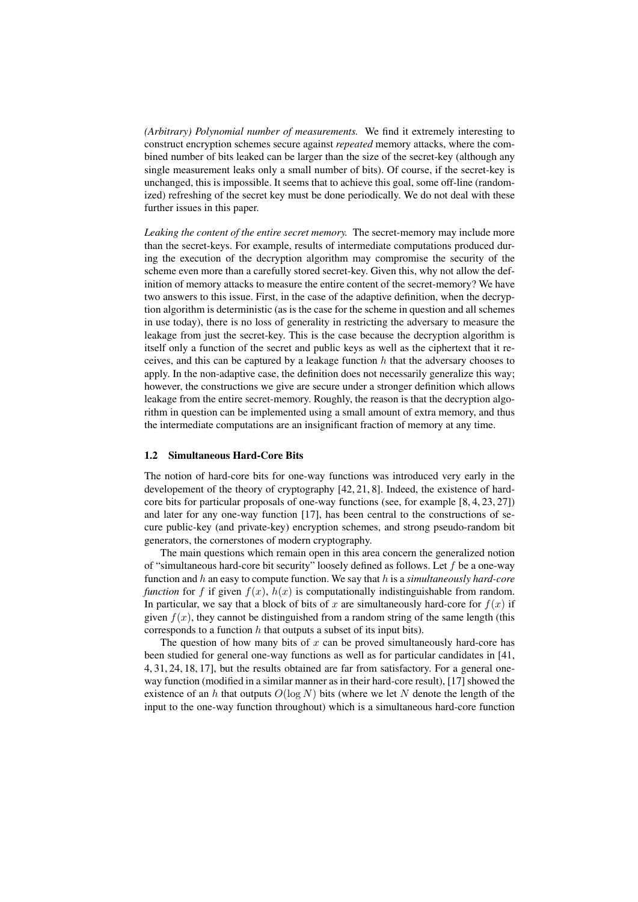*(Arbitrary) Polynomial number of measurements.* We find it extremely interesting to construct encryption schemes secure against *repeated* memory attacks, where the combined number of bits leaked can be larger than the size of the secret-key (although any single measurement leaks only a small number of bits). Of course, if the secret-key is unchanged, this is impossible. It seems that to achieve this goal, some off-line (randomized) refreshing of the secret key must be done periodically. We do not deal with these further issues in this paper.

*Leaking the content of the entire secret memory.* The secret-memory may include more than the secret-keys. For example, results of intermediate computations produced during the execution of the decryption algorithm may compromise the security of the scheme even more than a carefully stored secret-key. Given this, why not allow the definition of memory attacks to measure the entire content of the secret-memory? We have two answers to this issue. First, in the case of the adaptive definition, when the decryption algorithm is deterministic (as is the case for the scheme in question and all schemes in use today), there is no loss of generality in restricting the adversary to measure the leakage from just the secret-key. This is the case because the decryption algorithm is itself only a function of the secret and public keys as well as the ciphertext that it receives, and this can be captured by a leakage function $h$ that the adversary chooses to apply. In the non-adaptive case, the definition does not necessarily generalize this way; however, the constructions we give are secure under a stronger definition which allows leakage from the entire secret-memory. Roughly, the reason is that the decryption algorithm in question can be implemented using a small amount of extra memory, and thus the intermediate computations are an insignificant fraction of memory at any time.

### 1.2 Simultaneous Hard-Core Bits

The notion of hard-core bits for one-way functions was introduced very early in the developement of the theory of cryptography [42, 21, 8]. Indeed, the existence of hard-core bits for particular proposals of one-way functions (see, for example [8, 4, 23, 27]) and later for any one-way function [17], has been central to the constructions of secure public-key (and private-key) encryption schemes, and strong pseudo-random bit generators, the cornerstones of modern cryptography.

The main questions which remain open in this area concern the generalized notion of "simultaneous hard-core bit security" loosely defined as follows. Let $f$ be a one-way function and $h$ an easy to compute function. We say that $h$ is a *simultaneously hard-core function* for $f$ if given $f(x)$, $h(x)$ is computationally indistinguishable from random. In particular, we say that a block of bits of $x$ are simultaneously hard-core for $f(x)$ if given $f(x)$, they cannot be distinguished from a random string of the same length (this corresponds to a function $h$ that outputs a subset of its input bits).

The question of how many bits of $x$ can be proved simultaneously hard-core has been studied for general one-way functions as well as for particular candidates in [41, 4, 31, 24, 18, 17], but the results obtained are far from satisfactory. For a general one-way function (modified in a similar manner as in their hard-core result), [17] showed the existence of an $h$ that outputs $O(\log N)$ bits (where we let $N$ denote the length of the input to the one-way function throughout) which is a simultaneous hard-core function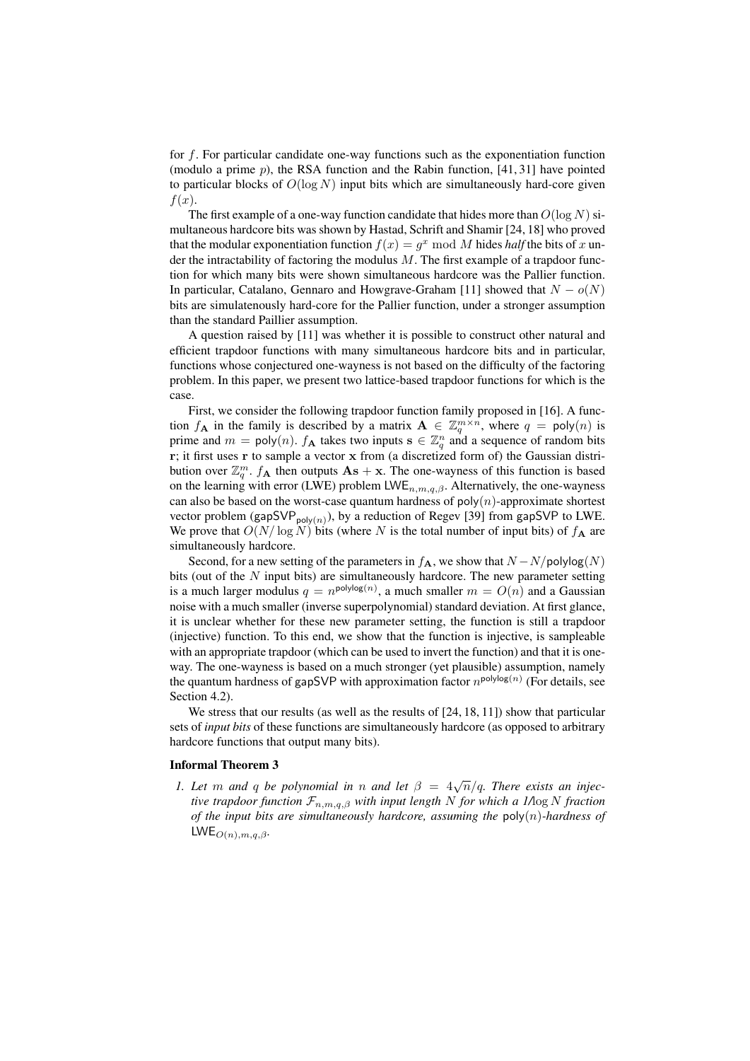for $f$. For particular candidate one-way functions such as the exponentiation function (modulo a prime $p$), the RSA function and the Rabin function, [41, 31] have pointed to particular blocks of $O(\log N)$ input bits which are simultaneously hard-core given $f(x)$.

The first example of a one-way function candidate that hides more than $O(\log N)$ simultaneous hardcore bits was shown by Hastad, Schrift and Shamir [24, 18] who proved that the modular exponentiation function $f(x) = g^x \bmod M$ hides *half* the bits of $x$ under the intractability of factoring the modulus $M$. The first example of a trapdoor function for which many bits were shown simultaneous hardcore was the Pallier function. In particular, Catalano, Gennaro and Howgrave-Graham [11] showed that $N - o(N)$ bits are simulatenously hard-core for the Pallier function, under a stronger assumption than the standard Paillier assumption.

A question raised by [11] was whether it is possible to construct other natural and efficient trapdoor functions with many simultaneous hardcore bits and in particular, functions whose conjectured one-wayness is not based on the difficulty of the factoring problem. In this paper, we present two lattice-based trapdoor functions for which is the case.

First, we consider the following trapdoor function family proposed in [16]. A function $f_{\mathbf{A}}$ in the family is described by a matrix $\mathbf{A} \in \mathbb{Z}_q^{m \times n}$, where $q = \mathsf{poly}(n)$ is prime and $m = \mathsf{poly}(n)$. $f_{\mathbf{A}}$ takes two inputs $\mathbf{s} \in \mathbb{Z}_q^n$ and a sequence of random bits $\mathbf{r}$; it first uses $\mathbf{r}$ to sample a vector $\mathbf{x}$ from (a discretized form of) the Gaussian distribution over $\mathbb{Z}_q^m$. $f_{\mathbf{A}}$ then outputs $\mathbf{A}\mathbf{s} + \mathbf{x}$. The one-wayness of this function is based on the learning with error (LWE) problem $\mathsf{LWE}_{n,m,q,\beta}$. Alternatively, the one-wayness can also be based on the worst-case quantum hardness of $\mathsf{poly}(n)$-approximate shortest vector problem ($\mathsf{gapSVP}_{\mathsf{poly}(n)}$), by a reduction of Regev [39] from $\mathsf{gapSVP}$ to LWE. We prove that $O(N/\log N)$ bits (where $N$ is the total number of input bits) of $f_{\mathbf{A}}$ are simultaneously hardcore.

Second, for a new setting of the parameters in $f_{\mathbf{A}}$, we show that $N - N/\mathsf{polylog}(N)$ bits (out of the $N$ input bits) are simultaneously hardcore. The new parameter setting is a much larger modulus $q = n^{\mathsf{polylog}(n)}$, a much smaller $m = O(n)$ and a Gaussian noise with a much smaller (inverse superpolynomial) standard deviation. At first glance, it is unclear whether for these new parameter setting, the function is still a trapdoor (injective) function. To this end, we show that the function is injective, is sampleable with an appropriate trapdoor (which can be used to invert the function) and that it is one-way. The one-wayness is based on a much stronger (yet plausible) assumption, namely the quantum hardness of $\mathsf{gapSVP}$ with approximation factor $n^{\mathsf{polylog}(n)}$ (For details, see Section 4.2).

We stress that our results (as well as the results of [24, 18, 11]) show that particular sets of *input bits* of these functions are simultaneously hardcore (as opposed to arbitrary hardcore functions that output many bits).

**Informal Theorem 3**

1. *Let $m$ and $q$ be polynomial in $n$ and let $\beta = 4\sqrt{n}/q$. There exists an injective trapdoor function $\mathcal{F}_{n,m,q,\beta}$ with input length $N$ for which a $1/\log N$ fraction of the input bits are simultaneously hardcore, assuming the $\mathsf{poly}(n)$-hardness of $\mathsf{LWE}_{O(n),m,q,\beta}$.*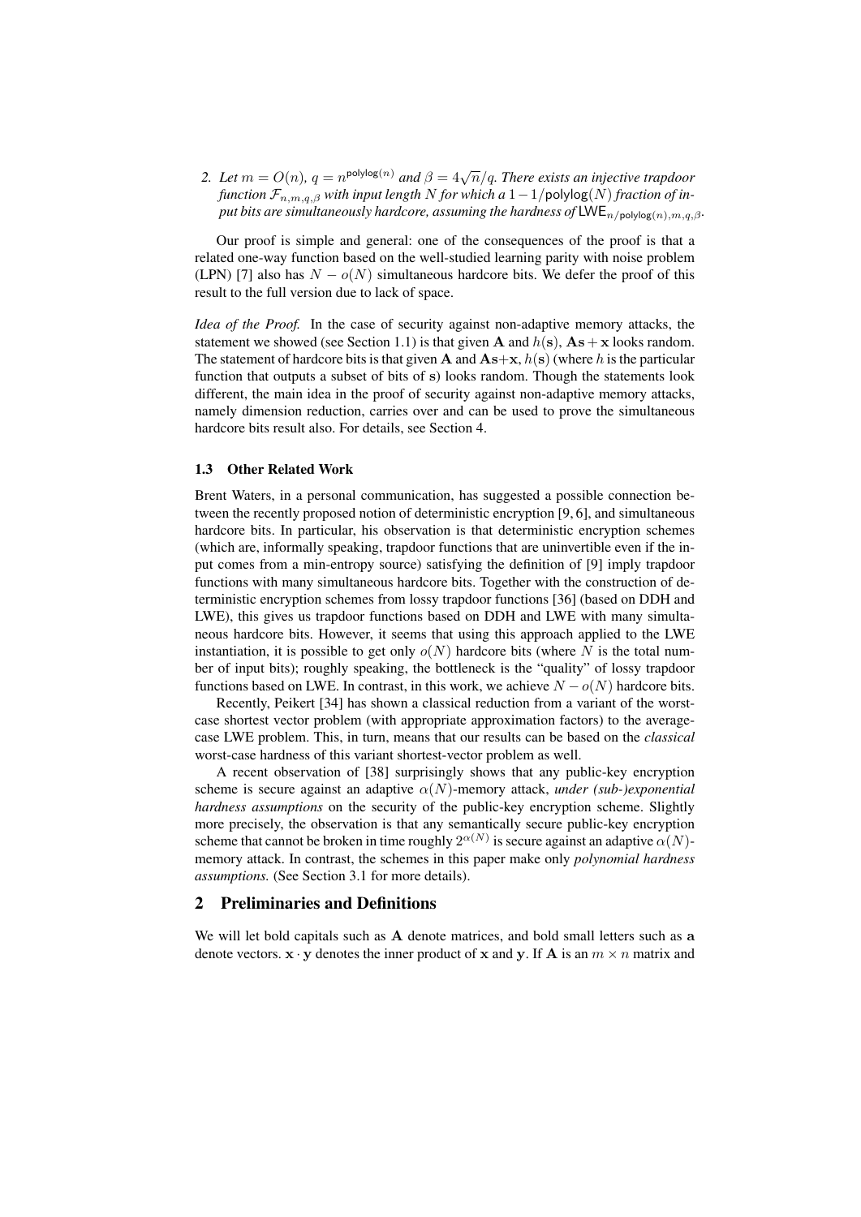2. *Let $m = O(n)$, $q = n^{\mathsf{polylog}(n)}$ and $\beta = 4\sqrt{n}/q$. There exists an injective trapdoor function $\mathcal{F}_{n,m,q,\beta}$ with input length $N$ for which a $1-1/\mathsf{polylog}(N)$ fraction of input bits are simultaneously hardcore, assuming the hardness of $\mathsf{LWE}_{n/\mathsf{polylog}(n),m,q,\beta}$.*

Our proof is simple and general: one of the consequences of the proof is that a related one-way function based on the well-studied learning parity with noise problem (LPN) [7] also has $N - o(N)$ simultaneous hardcore bits. We defer the proof of this result to the full version due to lack of space.

*Idea of the Proof.* In the case of security against non-adaptive memory attacks, the statement we showed (see Section 1.1) is that given $\mathbf{A}$ and $h(\mathbf{s})$, $\mathbf{A}\mathbf{s} + \mathbf{x}$ looks random. The statement of hardcore bits is that given $\mathbf{A}$ and $\mathbf{A}\mathbf{s}+\mathbf{x}$, $h(\mathbf{s})$ (where $h$ is the particular function that outputs a subset of bits of $\mathbf{s}$) looks random. Though the statements look different, the main idea in the proof of security against non-adaptive memory attacks, namely dimension reduction, carries over and can be used to prove the simultaneous hardcore bits result also. For details, see Section 4.

### 1.3 Other Related Work

Brent Waters, in a personal communication, has suggested a possible connection between the recently proposed notion of deterministic encryption [9, 6], and simultaneous hardcore bits. In particular, his observation is that deterministic encryption schemes (which are, informally speaking, trapdoor functions that are uninvertible even if the input comes from a min-entropy source) satisfying the definition of [9] imply trapdoor functions with many simultaneous hardcore bits. Together with the construction of deterministic encryption schemes from lossy trapdoor functions [36] (based on DDH and LWE), this gives us trapdoor functions based on DDH and LWE with many simultaneous hardcore bits. However, it seems that using this approach applied to the LWE instantiation, it is possible to get only $o(N)$ hardcore bits (where $N$ is the total number of input bits); roughly speaking, the bottleneck is the "quality" of lossy trapdoor functions based on LWE. In contrast, in this work, we achieve $N - o(N)$ hardcore bits.

Recently, Peikert [34] has shown a classical reduction from a variant of the worst-case shortest vector problem (with appropriate approximation factors) to the average-case LWE problem. This, in turn, means that our results can be based on the *classical* worst-case hardness of this variant shortest-vector problem as well.

A recent observation of [38] surprisingly shows that any public-key encryption scheme is secure against an adaptive $\alpha(N)$-memory attack, *under (sub-)exponential hardness assumptions* on the security of the public-key encryption scheme. Slightly more precisely, the observation is that any semantically secure public-key encryption scheme that cannot be broken in time roughly $2^{\alpha(N)}$ is secure against an adaptive $\alpha(N)$-memory attack. In contrast, the schemes in this paper make only *polynomial hardness assumptions.* (See Section 3.1 for more details).

## 2 Preliminaries and Definitions

We will let bold capitals such as $\mathbf{A}$ denote matrices, and bold small letters such as $\mathbf{a}$ denote vectors. $\mathbf{x} \cdot \mathbf{y}$ denotes the inner product of $\mathbf{x}$ and $\mathbf{y}$. If $\mathbf{A}$ is an $m \times n$ matrix and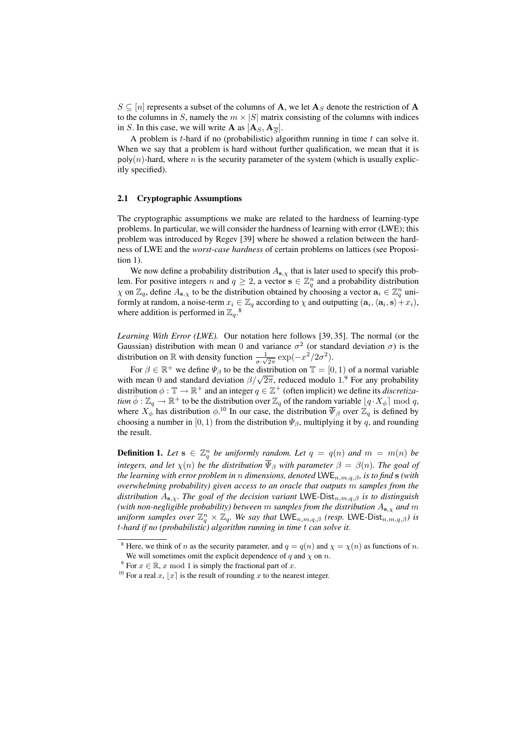$S \subseteq [n]$ represents a subset of the columns of $\mathbf{A}$, we let $\mathbf{A}_S$ denote the restriction of $\mathbf{A}$ to the columns in $S$, namely the $m \times |S|$ matrix consisting of the columns with indices in $S$. In this case, we will write $\mathbf{A}$ as $[\mathbf{A}_S, \mathbf{A}_{\overline{S}}]$.

A problem is $t$-hard if no (probabilistic) algorithm running in time $t$ can solve it. When we say that a problem is hard without further qualification, we mean that it is $\mathsf{poly}(n)$-hard, where $n$ is the security parameter of the system (which is usually explicitly specified).

### 2.1 Cryptographic Assumptions

The cryptographic assumptions we make are related to the hardness of learning-type problems. In particular, we will consider the hardness of learning with error (LWE); this problem was introduced by Regev [39] where he showed a relation between the hardness of LWE and the *worst-case hardness* of certain problems on lattices (see Proposition 1).

We now define a probability distribution $A_{\mathbf{s},\chi}$ that is later used to specify this problem. For positive integers $n$ and $q \geq 2$, a vector $\mathbf{s} \in \mathbb{Z}_q^n$ and a probability distribution $\chi$ on $\mathbb{Z}_q$, define $A_{\mathbf{s},\chi}$ to be the distribution obtained by choosing a vector $\mathbf{a}_i \in \mathbb{Z}_q^n$ uniformly at random, a noise-term $x_i \in \mathbb{Z}_q$ according to $\chi$ and outputting $(\mathbf{a}_i, \langle \mathbf{a}_i, \mathbf{s} \rangle + x_i)$, where addition is performed in $\mathbb{Z}_q$.[8]

*Learning With Error (LWE).* Our notation here follows [39, 35]. The normal (or the Gaussian) distribution with mean 0 and variance $\sigma^2$ (or standard deviation $\sigma$) is the distribution on $\mathbb{R}$ with density function $\frac{1}{\sigma \cdot \sqrt{2\pi}} \exp(-x^2/2\sigma^2)$.

For $\beta \in \mathbb{R}^+$ we define $\Psi_\beta$ to be the distribution on $\mathbb{T} = [0, 1)$ of a normal variable with mean 0 and standard deviation $\beta/\sqrt{2\pi}$, reduced modulo 1.[9] For any probability distribution $\phi : \mathbb{T} \to \mathbb{R}^+$ and an integer $q \in \mathbb{Z}^+$ (often implicit) we define its *discretization* $\bar{\phi} : \mathbb{Z}_q \to \mathbb{R}^+$ to be the distribution over $\mathbb{Z}_q$ of the random variable $\lfloor q \cdot X_\phi \rceil \bmod q$, where $X_\phi$ has distribution $\phi$.[10] In our case, the distribution $\overline{\Psi}_\beta$ over $\mathbb{Z}_q$ is defined by choosing a number in $[0, 1)$ from the distribution $\Psi_\beta$, multiplying it by $q$, and rounding the result.

**Definition 1.** *Let $\mathbf{s} \in \mathbb{Z}_q^n$ be uniformly random. Let $q = q(n)$ and $m = m(n)$ be integers, and let $\chi(n)$ be the distribution $\overline{\Psi}_\beta$ with parameter $\beta = \beta(n)$. The goal of the learning with error problem in $n$ dimensions, denoted $\mathsf{LWE}_{n,m,q,\beta}$, is to find $\mathbf{s}$ (with overwhelming probability) given access to an oracle that outputs $m$ samples from the distribution $A_{\mathbf{s},\chi}$. The goal of the decision variant $\mathsf{LWE\text{-}Dist}_{n,m,q,\beta}$ is to distinguish (with non-negligible probability) between $m$ samples from the distribution $A_{\mathbf{s},\chi}$ and $m$ uniform samples over $\mathbb{Z}_q^n \times \mathbb{Z}_q$. We say that $\mathsf{LWE}_{n,m,q,\beta}$ (resp. $\mathsf{LWE\text{-}Dist}_{n,m,q,\beta}$) is $t$-hard if no (probabilistic) algorithm running in time $t$ can solve it.*

---

[8] Here, we think of $n$ as the security parameter, and $q = q(n)$ and $\chi = \chi(n)$ as functions of $n$. We will sometimes omit the explicit dependence of $q$ and $\chi$ on $n$.

[9] For $x \in \mathbb{R}$, $x \bmod 1$ is simply the fractional part of $x$.

[10] For a real $x$, $\lfloor x \rceil$ is the result of rounding $x$ to the nearest integer.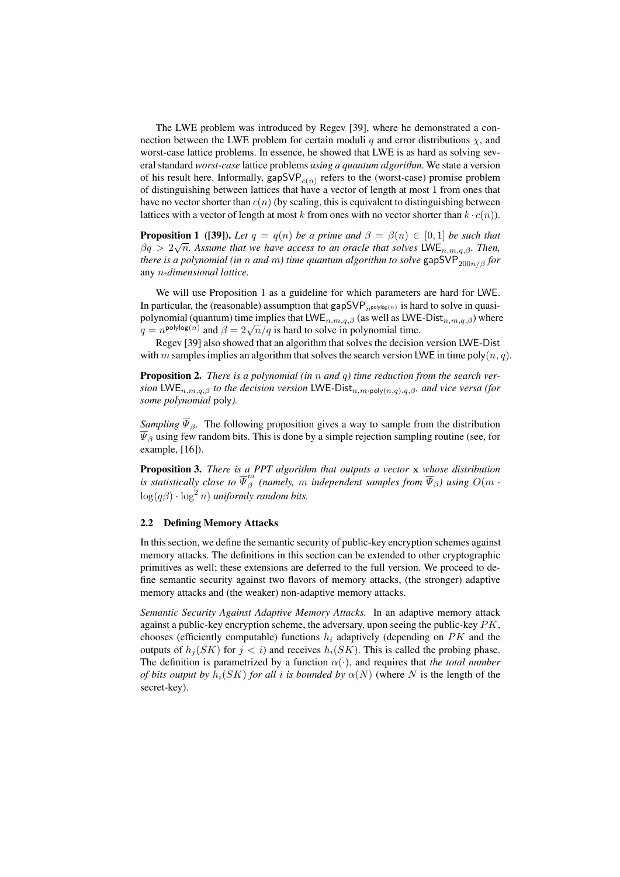The LWE problem was introduced by Regev [39], where he demonstrated a connection between the LWE problem for certain moduli $q$ and error distributions $\chi$, and worst-case lattice problems. In essence, he showed that LWE is as hard as solving several standard *worst-case* lattice problems *using a quantum algorithm*. We state a version of his result here. Informally, $\mathsf{gapSVP}_{c(n)}$ refers to the (worst-case) promise problem of distinguishing between lattices that have a vector of length at most 1 from ones that have no vector shorter than $c(n)$ (by scaling, this is equivalent to distinguishing between lattices with a vector of length at most $k$ from ones with no vector shorter than $k \cdot c(n)$).

**Proposition 1 ([39]).** *Let $q = q(n)$ be a prime and $\beta = \beta(n) \in [0,1]$ be such that $\beta q > 2\sqrt{n}$. Assume that we have access to an oracle that solves $\mathsf{LWE}_{n,m,q,\beta}$. Then, there is a polynomial (in $n$ and $m$) time quantum algorithm to solve $\mathsf{gapSVP}_{200n/\beta}$ for* any *$n$-dimensional lattice.*

We will use Proposition 1 as a guideline for which parameters are hard for LWE. In particular, the (reasonable) assumption that $\mathsf{gapSVP}_{n^{\mathsf{polylog}(n)}}$ is hard to solve in quasi-polynomial (quantum) time implies that $\mathsf{LWE}_{n,m,q,\beta}$ (as well as $\mathsf{LWE\text{-}Dist}_{n,m,q,\beta}$) where $q = n^{\mathsf{polylog}(n)}$ and $\beta = 2\sqrt{n}/q$ is hard to solve in polynomial time.

Regev [39] also showed that an algorithm that solves the decision version LWE-Dist with $m$ samples implies an algorithm that solves the search version LWE in time $\mathsf{poly}(n, q)$.

**Proposition 2.** *There is a polynomial (in $n$ and $q$) time reduction from the search version $\mathsf{LWE}_{n,m,q,\beta}$ to the decision version $\mathsf{LWE\text{-}Dist}_{n,m\cdot\mathsf{poly}(n,q),q,\beta}$, and vice versa (for some polynomial* poly*).*

*Sampling $\overline{\Psi}_\beta$.* The following proposition gives a way to sample from the distribution $\overline{\Psi}_\beta$ using few random bits. This is done by a simple rejection sampling routine (see, for example, [16]).

**Proposition 3.** *There is a PPT algorithm that outputs a vector $\mathbf{x}$ whose distribution is statistically close to $\overline{\Psi}_\beta^m$ (namely, $m$ independent samples from $\overline{\Psi}_\beta$) using $O(m \cdot \log(q\beta) \cdot \log^2 n)$ uniformly random bits.*

### 2.2 Defining Memory Attacks

In this section, we define the semantic security of public-key encryption schemes against memory attacks. The definitions in this section can be extended to other cryptographic primitives as well; these extensions are deferred to the full version. We proceed to define semantic security against two flavors of memory attacks, (the stronger) adaptive memory attacks and (the weaker) non-adaptive memory attacks.

*Semantic Security Against Adaptive Memory Attacks.* In an adaptive memory attack against a public-key encryption scheme, the adversary, upon seeing the public-key $PK$, chooses (efficiently computable) functions $h_i$ adaptively (depending on $PK$ and the outputs of $h_j(SK)$ for $j < i$) and receives $h_i(SK)$. This is called the probing phase. The definition is parametrized by a function $\alpha(\cdot)$, and requires that *the total number of bits output by $h_i(SK)$ for all $i$ is bounded by $\alpha(N)$* (where $N$ is the length of the secret-key).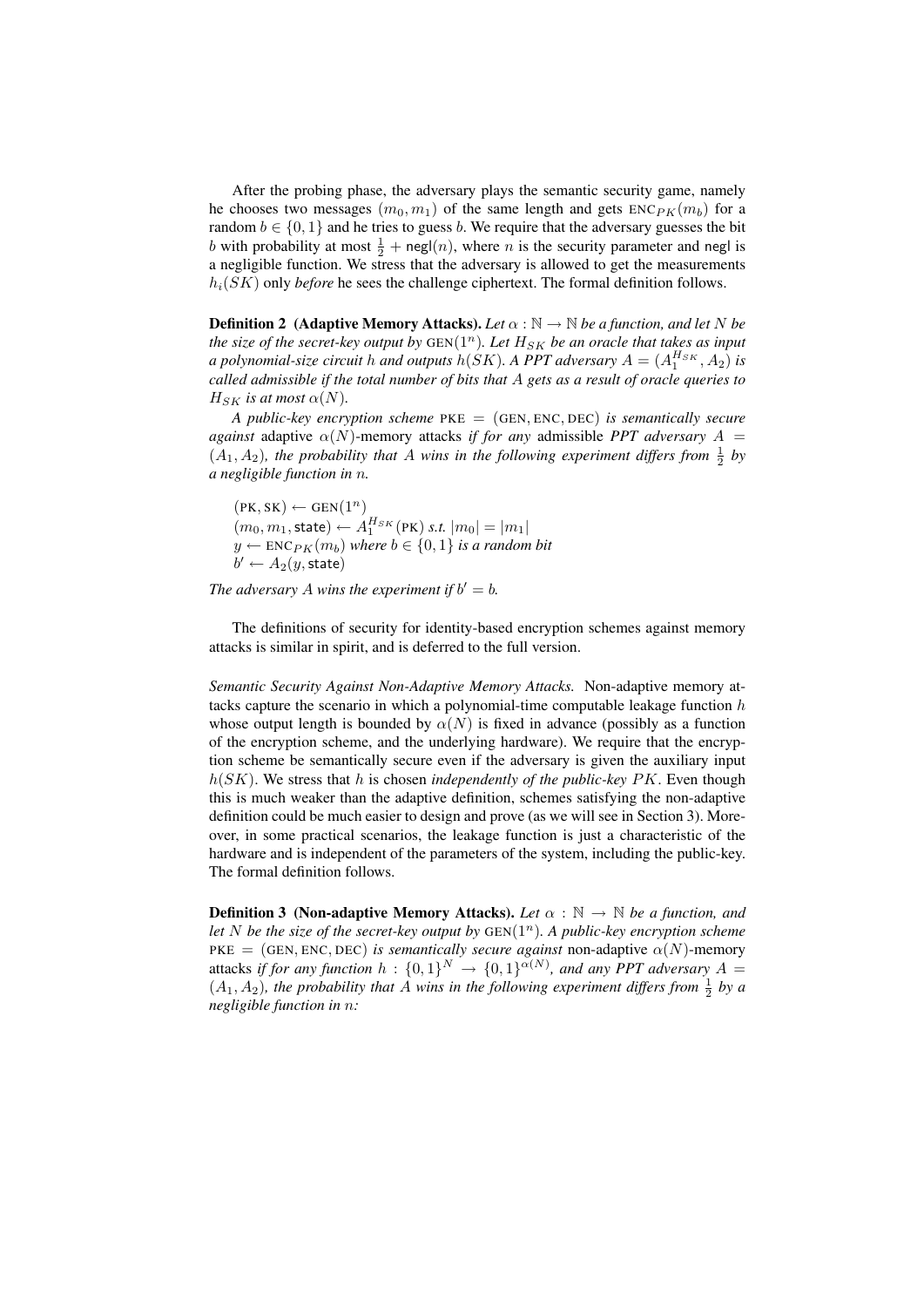After the probing phase, the adversary plays the semantic security game, namely he chooses two messages $(m_0, m_1)$ of the same length and gets $\text{ENC}_{PK}(m_b)$ for a random $b \in \{0, 1\}$ and he tries to guess $b$. We require that the adversary guesses the bit $b$ with probability at most $\frac{1}{2} + \mathsf{negl}(n)$, where $n$ is the security parameter and $\mathsf{negl}$ is a negligible function. We stress that the adversary is allowed to get the measurements $h_i(SK)$ only *before* he sees the challenge ciphertext. The formal definition follows.

**Definition 2 (Adaptive Memory Attacks).** *Let $\alpha : \mathbb{N} \to \mathbb{N}$ be a function, and let $N$ be the size of the secret-key output by $\text{GEN}(1^n)$. Let $H_{SK}$ be an oracle that takes as input a polynomial-size circuit $h$ and outputs $h(SK)$. A PPT adversary $A = (A_1^{H_{SK}}, A_2)$ is called admissible if the total number of bits that $A$ gets as a result of oracle queries to $H_{SK}$ is at most $\alpha(N)$.*

*A public-key encryption scheme $\text{PKE} = (\text{GEN}, \text{ENC}, \text{DEC})$ is semantically secure against* adaptive *$\alpha(N)$-memory attacks if for any* admissible *PPT adversary $A = (A_1, A_2)$, the probability that $A$ wins in the following experiment differs from $\frac{1}{2}$ by a negligible function in $n$.*

$(\text{PK}, \text{SK}) \leftarrow \text{GEN}(1^n)$
$(m_0, m_1, \mathsf{state}) \leftarrow A_1^{H_{SK}}(\text{PK})$ *s.t.* $|m_0| = |m_1|$
$y \leftarrow \text{ENC}_{PK}(m_b)$ *where $b \in \{0, 1\}$ is a random bit*
$b' \leftarrow A_2(y, \mathsf{state})$

*The adversary $A$ wins the experiment if $b' = b$.*

The definitions of security for identity-based encryption schemes against memory attacks is similar in spirit, and is deferred to the full version.

*Semantic Security Against Non-Adaptive Memory Attacks.* Non-adaptive memory attacks capture the scenario in which a polynomial-time computable leakage function $h$ whose output length is bounded by $\alpha(N)$ is fixed in advance (possibly as a function of the encryption scheme, and the underlying hardware). We require that the encryption scheme be semantically secure even if the adversary is given the auxiliary input $h(SK)$. We stress that $h$ is chosen *independently of the public-key $PK$*. Even though this is much weaker than the adaptive definition, schemes satisfying the non-adaptive definition could be much easier to design and prove (as we will see in Section 3). Moreover, in some practical scenarios, the leakage function is just a characteristic of the hardware and is independent of the parameters of the system, including the public-key. The formal definition follows.

**Definition 3 (Non-adaptive Memory Attacks).** *Let $\alpha : \mathbb{N} \to \mathbb{N}$ be a function, and let $N$ be the size of the secret-key output by $\text{GEN}(1^n)$. A public-key encryption scheme $\text{PKE} = (\text{GEN}, \text{ENC}, \text{DEC})$ is semantically secure against* non-adaptive *$\alpha(N)$-memory attacks if for any function $h : \{0, 1\}^N \to \{0, 1\}^{\alpha(N)}$, and any PPT adversary $A = (A_1, A_2)$, the probability that $A$ wins in the following experiment differs from $\frac{1}{2}$ by a negligible function in $n$:*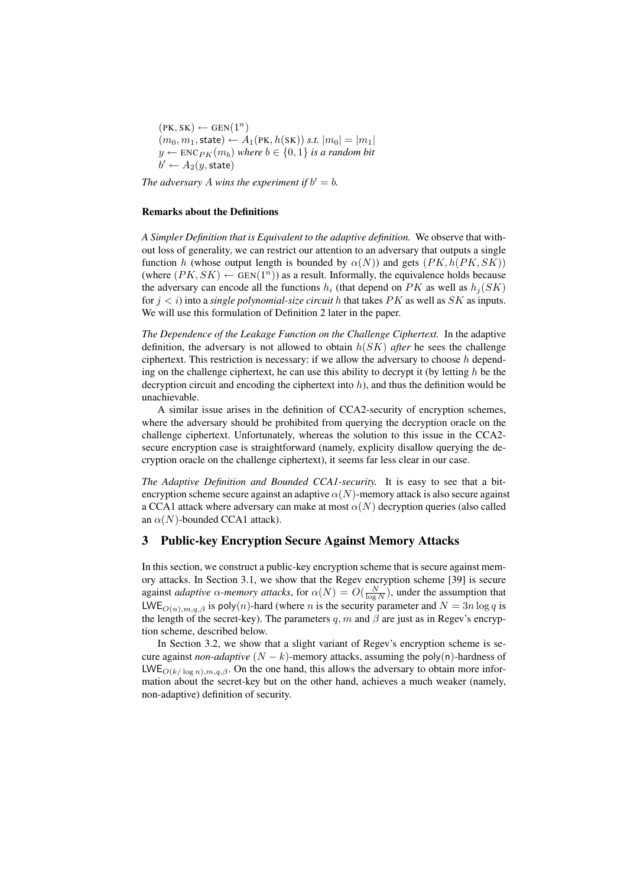$(\text{PK}, \text{SK}) \leftarrow \text{GEN}(1^n)$
$(m_0, m_1, \mathsf{state}) \leftarrow A_1(\text{PK}, h(\text{SK}))$ *s.t.* $|m_0| = |m_1|$
$y \leftarrow \text{ENC}_{PK}(m_b)$ *where* $b \in \{0, 1\}$ *is a random bit*
$b' \leftarrow A_2(y, \mathsf{state})$

*The adversary* $A$ *wins the experiment if* $b' = b$*.*

**Remarks about the Definitions**

*A Simpler Definition that is Equivalent to the adaptive definition.* We observe that without loss of generality, we can restrict our attention to an adversary that outputs a single function $h$ (whose output length is bounded by $\alpha(N)$) and gets $(PK, h(PK, SK))$ (where $(PK, SK) \leftarrow \text{GEN}(1^n)$) as a result. Informally, the equivalence holds because the adversary can encode all the functions $h_i$ (that depend on $PK$ as well as $h_j(SK)$ for $j < i$) into a *single polynomial-size circuit* $h$ that takes $PK$ as well as $SK$ as inputs. We will use this formulation of Definition 2 later in the paper.

*The Dependence of the Leakage Function on the Challenge Ciphertext.* In the adaptive definition, the adversary is not allowed to obtain $h(SK)$ *after* he sees the challenge ciphertext. This restriction is necessary: if we allow the adversary to choose $h$ depending on the challenge ciphertext, he can use this ability to decrypt it (by letting $h$ be the decryption circuit and encoding the ciphertext into $h$), and thus the definition would be unachievable.

A similar issue arises in the definition of CCA2-security of encryption schemes, where the adversary should be prohibited from querying the decryption oracle on the challenge ciphertext. Unfortunately, whereas the solution to this issue in the CCA2-secure encryption case is straightforward (namely, explicity disallow querying the decryption oracle on the challenge ciphertext), it seems far less clear in our case.

*The Adaptive Definition and Bounded CCA1-security.* It is easy to see that a bit-encryption scheme secure against an adaptive $\alpha(N)$-memory attack is also secure against a CCA1 attack where adversary can make at most $\alpha(N)$ decryption queries (also called an $\alpha(N)$-bounded CCA1 attack).

## 3 Public-key Encryption Secure Against Memory Attacks

In this section, we construct a public-key encryption scheme that is secure against memory attacks. In Section 3.1, we show that the Regev encryption scheme [39] is secure against *adaptive* $\alpha$*-memory attacks*, for $\alpha(N) = O(\frac{N}{\log N})$, under the assumption that $\mathsf{LWE}_{O(n),m,q,\beta}$ is $\mathsf{poly}(n)$-hard (where $n$ is the security parameter and $N = 3n \log q$ is the length of the secret-key). The parameters $q, m$ and $\beta$ are just as in Regev's encryption scheme, described below.

In Section 3.2, we show that a slight variant of Regev's encryption scheme is secure against *non-adaptive* $(N - k)$-memory attacks, assuming the $\mathsf{poly}(\mathsf{n})$-hardness of $\mathsf{LWE}_{O(k/\log n),m,q,\beta}$. On the one hand, this allows the adversary to obtain more information about the secret-key but on the other hand, achieves a much weaker (namely, non-adaptive) definition of security.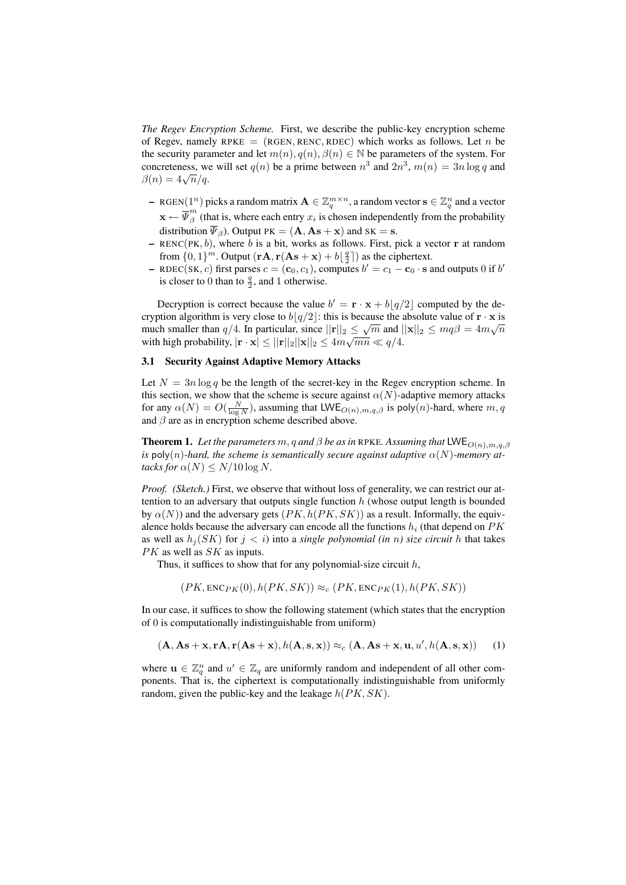*The Regev Encryption Scheme.* First, we describe the public-key encryption scheme of Regev, namely $\text{RPKE} = (\text{RGEN}, \text{RENC}, \text{RDEC})$ which works as follows. Let $n$ be the security parameter and let $m(n), q(n), \beta(n) \in \mathbb{N}$ be parameters of the system. For concreteness, we will set $q(n)$ be a prime between $n^3$ and $2n^3$, $m(n) = 3n \log q$ and $\beta(n) = 4\sqrt{n}/q$.

- $\text{RGEN}(1^n)$ picks a random matrix $\mathbf{A} \in \mathbb{Z}_q^{m \times n}$, a random vector $\mathbf{s} \in \mathbb{Z}_q^n$ and a vector $\mathbf{x} \leftarrow \overline{\Psi}_\beta^m$ (that is, where each entry $x_i$ is chosen independently from the probability distribution $\overline{\Psi}_\beta$). Output $\text{PK} = (\mathbf{A}, \mathbf{A}\mathbf{s} + \mathbf{x})$ and $\text{SK} = \mathbf{s}$.
- $\text{RENC}(\text{PK}, b)$, where $b$ is a bit, works as follows. First, pick a vector $\mathbf{r}$ at random from $\{0,1\}^m$. Output $(\mathbf{r}\mathbf{A}, \mathbf{r}(\mathbf{A}\mathbf{s} + \mathbf{x}) + b\lfloor \frac{q}{2} \rceil)$ as the ciphertext.
- $\text{RDEC}(\text{SK}, c)$ first parses $c = (\mathbf{c}_0, c_1)$, computes $b' = c_1 - \mathbf{c}_0 \cdot \mathbf{s}$ and outputs 0 if $b'$ is closer to 0 than to $\frac{q}{2}$, and 1 otherwise.

Decryption is correct because the value $b' = \mathbf{r} \cdot \mathbf{x} + b\lfloor q/2 \rfloor$ computed by the decryption algorithm is very close to $b\lfloor q/2 \rfloor$: this is because the absolute value of $\mathbf{r} \cdot \mathbf{x}$ is much smaller than $q/4$. In particular, since $||\mathbf{r}||_2 \leq \sqrt{m}$ and $||\mathbf{x}||_2 \leq mq\beta = 4m\sqrt{n}$ with high probability, $|\mathbf{r} \cdot \mathbf{x}| \leq ||\mathbf{r}||_2 ||\mathbf{x}||_2 \leq 4m\sqrt{mn} \ll q/4$.

### 3.1 Security Against Adaptive Memory Attacks

Let $N = 3n \log q$ be the length of the secret-key in the Regev encryption scheme. In this section, we show that the scheme is secure against $\alpha(N)$-adaptive memory attacks for any $\alpha(N) = O(\frac{N}{\log N})$, assuming that $\mathsf{LWE}_{O(n),m,q,\beta}$ is $\mathsf{poly}(n)$-hard, where $m, q$ and $\beta$ are as in encryption scheme described above.

**Theorem 1.** *Let the parameters $m, q$ and $\beta$ be as in* RPKE. *Assuming that $\mathsf{LWE}_{O(n),m,q,\beta}$ is $\mathsf{poly}(n)$-hard, the scheme is semantically secure against adaptive $\alpha(N)$-memory attacks for $\alpha(N) \leq N/10 \log N$.*

*Proof. (Sketch.)* First, we observe that without loss of generality, we can restrict our attention to an adversary that outputs single function $h$ (whose output length is bounded by $\alpha(N)$) and the adversary gets $(PK, h(PK, SK))$ as a result. Informally, the equivalence holds because the adversary can encode all the functions $h_i$ (that depend on $PK$ as well as $h_j(SK)$ for $j < i$) into a *single polynomial (in $n$) size circuit* $h$ that takes $PK$ as well as $SK$ as inputs.

Thus, it suffices to show that for any polynomial-size circuit $h$,

$$(PK, \text{ENC}_{PK}(0), h(PK, SK)) \approx_c (PK, \text{ENC}_{PK}(1), h(PK, SK))$$

In our case, it suffices to show the following statement (which states that the encryption of 0 is computationally indistinguishable from uniform)

$$(\mathbf{A}, \mathbf{A}\mathbf{s} + \mathbf{x}, \mathbf{r}\mathbf{A}, \mathbf{r}(\mathbf{A}\mathbf{s} + \mathbf{x}), h(\mathbf{A}, \mathbf{s}, \mathbf{x})) \approx_c (\mathbf{A}, \mathbf{A}\mathbf{s} + \mathbf{x}, \mathbf{u}, u', h(\mathbf{A}, \mathbf{s}, \mathbf{x})) \quad (1)$$

where $\mathbf{u} \in \mathbb{Z}_q^n$ and $u' \in \mathbb{Z}_q$ are uniformly random and independent of all other components. That is, the ciphertext is computationally indistinguishable from uniformly random, given the public-key and the leakage $h(PK, SK)$.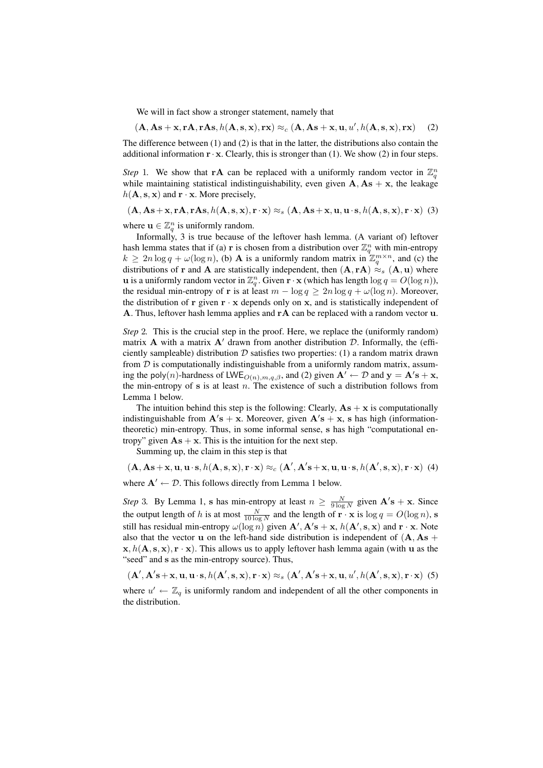We will in fact show a stronger statement, namely that

$$(\mathbf{A}, \mathbf{A}\mathbf{s} + \mathbf{x}, \mathbf{r}\mathbf{A}, \mathbf{r}\mathbf{A}\mathbf{s}, h(\mathbf{A}, \mathbf{s}, \mathbf{x}), \mathbf{r}\mathbf{x}) \approx_c (\mathbf{A}, \mathbf{A}\mathbf{s} + \mathbf{x}, \mathbf{u}, u', h(\mathbf{A}, \mathbf{s}, \mathbf{x}), \mathbf{r}\mathbf{x}) \quad (2)$$

The difference between (1) and (2) is that in the latter, the distributions also contain the additional information $\mathbf{r} \cdot \mathbf{x}$. Clearly, this is stronger than (1). We show (2) in four steps.

*Step* 1. We show that $\mathbf{r}\mathbf{A}$ can be replaced with a uniformly random vector in $\mathbb{Z}_q^n$ while maintaining statistical indistinguishability, even given $\mathbf{A}, \mathbf{A}\mathbf{s} + \mathbf{x}$, the leakage $h(\mathbf{A}, \mathbf{s}, \mathbf{x})$ and $\mathbf{r} \cdot \mathbf{x}$. More precisely,

$$(\mathbf{A}, \mathbf{A}\mathbf{s} + \mathbf{x}, \mathbf{r}\mathbf{A}, \mathbf{r}\mathbf{A}\mathbf{s}, h(\mathbf{A}, \mathbf{s}, \mathbf{x}), \mathbf{r} \cdot \mathbf{x}) \approx_s (\mathbf{A}, \mathbf{A}\mathbf{s} + \mathbf{x}, \mathbf{u}, \mathbf{u} \cdot \mathbf{s}, h(\mathbf{A}, \mathbf{s}, \mathbf{x}), \mathbf{r} \cdot \mathbf{x}) \quad (3)$$

where $\mathbf{u} \in \mathbb{Z}_q^n$ is uniformly random.

Informally, 3 is true because of the leftover hash lemma. (A variant of) leftover hash lemma states that if (a) $\mathbf{r}$ is chosen from a distribution over $\mathbb{Z}_q^n$ with min-entropy $k \geq 2n \log q + \omega(\log n)$, (b) $\mathbf{A}$ is a uniformly random matrix in $\mathbb{Z}_q^{m \times n}$, and (c) the distributions of $\mathbf{r}$ and $\mathbf{A}$ are statistically independent, then $(\mathbf{A}, \mathbf{r}\mathbf{A}) \approx_s (\mathbf{A}, \mathbf{u})$ where $\mathbf{u}$ is a uniformly random vector in $\mathbb{Z}_q^n$. Given $\mathbf{r} \cdot \mathbf{x}$ (which has length $\log q = O(\log n)$), the residual min-entropy of $\mathbf{r}$ is at least $m - \log q \geq 2n \log q + \omega(\log n)$. Moreover, the distribution of $\mathbf{r}$ given $\mathbf{r} \cdot \mathbf{x}$ depends only on $\mathbf{x}$, and is statistically independent of $\mathbf{A}$. Thus, leftover hash lemma applies and $\mathbf{r}\mathbf{A}$ can be replaced with a random vector $\mathbf{u}$.

*Step* 2. This is the crucial step in the proof. Here, we replace the (uniformly random) matrix $\mathbf{A}$ with a matrix $\mathbf{A}'$ drawn from another distribution $\mathcal{D}$. Informally, the (efficiently sampleable) distribution $\mathcal{D}$ satisfies two properties: (1) a random matrix drawn from $\mathcal{D}$ is computationally indistinguishable from a uniformly random matrix, assuming the $\mathsf{poly}(n)$-hardness of $\mathsf{LWE}_{O(n),m,q,\beta}$, and (2) given $\mathbf{A}' \leftarrow \mathcal{D}$ and $\mathbf{y} = \mathbf{A}'\mathbf{s} + \mathbf{x}$, the min-entropy of $\mathbf{s}$ is at least $n$. The existence of such a distribution follows from Lemma 1 below.

The intuition behind this step is the following: Clearly, $\mathbf{A}\mathbf{s} + \mathbf{x}$ is computationally indistinguishable from $\mathbf{A}'\mathbf{s} + \mathbf{x}$. Moreover, given $\mathbf{A}'\mathbf{s} + \mathbf{x}$, $\mathbf{s}$ has high (information-theoretic) min-entropy. Thus, in some informal sense, $\mathbf{s}$ has high "computational entropy" given $\mathbf{A}\mathbf{s} + \mathbf{x}$. This is the intuition for the next step.

Summing up, the claim in this step is that

$$(\mathbf{A}, \mathbf{A}\mathbf{s} + \mathbf{x}, \mathbf{u}, \mathbf{u} \cdot \mathbf{s}, h(\mathbf{A}, \mathbf{s}, \mathbf{x}), \mathbf{r} \cdot \mathbf{x}) \approx_c (\mathbf{A}', \mathbf{A}'\mathbf{s} + \mathbf{x}, \mathbf{u}, \mathbf{u} \cdot \mathbf{s}, h(\mathbf{A}', \mathbf{s}, \mathbf{x}), \mathbf{r} \cdot \mathbf{x}) \quad (4)$$

where $\mathbf{A}' \leftarrow \mathcal{D}$. This follows directly from Lemma 1 below.

*Step* 3. By Lemma 1, $\mathbf{s}$ has min-entropy at least $n \geq \frac{N}{9 \log N}$ given $\mathbf{A}'\mathbf{s} + \mathbf{x}$. Since the output length of $h$ is at most $\frac{N}{10 \log N}$ and the length of $\mathbf{r} \cdot \mathbf{x}$ is $\log q = O(\log n)$, $\mathbf{s}$ still has residual min-entropy $\omega(\log n)$ given $\mathbf{A}', \mathbf{A}'\mathbf{s} + \mathbf{x}$, $h(\mathbf{A}', \mathbf{s}, \mathbf{x})$ and $\mathbf{r} \cdot \mathbf{x}$. Note also that the vector $\mathbf{u}$ on the left-hand side distribution is independent of $(\mathbf{A}, \mathbf{A}\mathbf{s} + \mathbf{x}, h(\mathbf{A}, \mathbf{s}, \mathbf{x}), \mathbf{r} \cdot \mathbf{x})$. This allows us to apply leftover hash lemma again (with $\mathbf{u}$ as the "seed" and $\mathbf{s}$ as the min-entropy source). Thus,

$$(\mathbf{A}', \mathbf{A}'\mathbf{s} + \mathbf{x}, \mathbf{u}, \mathbf{u} \cdot \mathbf{s}, h(\mathbf{A}', \mathbf{s}, \mathbf{x}), \mathbf{r} \cdot \mathbf{x}) \approx_s (\mathbf{A}', \mathbf{A}'\mathbf{s} + \mathbf{x}, \mathbf{u}, u', h(\mathbf{A}', \mathbf{s}, \mathbf{x}), \mathbf{r} \cdot \mathbf{x}) \quad (5)$$

where $u' \leftarrow \mathbb{Z}_q$ is uniformly random and independent of all the other components in the distribution.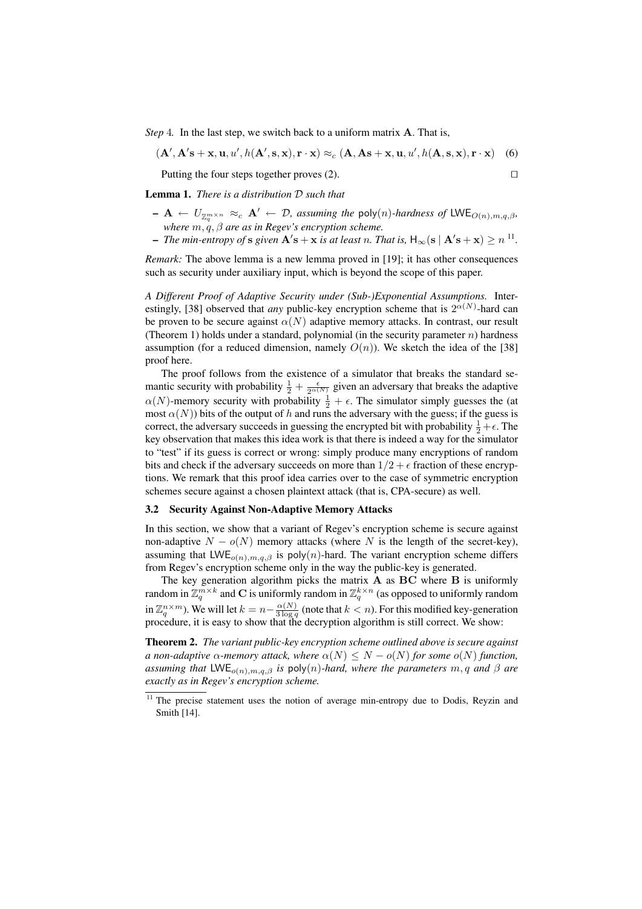*Step* 4. In the last step, we switch back to a uniform matrix $\mathbf{A}$. That is,

$$(\mathbf{A}', \mathbf{A}'\mathbf{s} + \mathbf{x}, \mathbf{u}, u', h(\mathbf{A}', \mathbf{s}, \mathbf{x}), \mathbf{r} \cdot \mathbf{x}) \approx_c (\mathbf{A}, \mathbf{A}\mathbf{s} + \mathbf{x}, \mathbf{u}, u', h(\mathbf{A}, \mathbf{s}, \mathbf{x}), \mathbf{r} \cdot \mathbf{x}) \quad (6)$$

Putting the four steps together proves (2). □

**Lemma 1.** *There is a distribution $\mathcal{D}$ such that*

- $\mathbf{A} \leftarrow U_{\mathbb{Z}_q^{m \times n}} \approx_c \mathbf{A}' \leftarrow \mathcal{D}$, *assuming the* $\mathsf{poly}(n)$*-hardness of* $\mathsf{LWE}_{O(n),m,q,\beta}$*, where* $m, q, \beta$ *are as in Regev's encryption scheme.*
- *The min-entropy of* $\mathbf{s}$ *given* $\mathbf{A}'\mathbf{s} + \mathbf{x}$ *is at least* $n$*. That is,* $\mathsf{H}_\infty(\mathbf{s} \mid \mathbf{A}'\mathbf{s} + \mathbf{x}) \geq n$ [11].

*Remark:* The above lemma is a new lemma proved in [19]; it has other consequences such as security under auxiliary input, which is beyond the scope of this paper.

*A Different Proof of Adaptive Security under (Sub-)Exponential Assumptions.* Interestingly, [38] observed that *any* public-key encryption scheme that is $2^{\alpha(N)}$-hard can be proven to be secure against $\alpha(N)$ adaptive memory attacks. In contrast, our result (Theorem 1) holds under a standard, polynomial (in the security parameter $n$) hardness assumption (for a reduced dimension, namely $O(n)$). We sketch the idea of the [38] proof here.

The proof follows from the existence of a simulator that breaks the standard semantic security with probability $\frac{1}{2} + \frac{\epsilon}{2^{\alpha(N)}}$ given an adversary that breaks the adaptive $\alpha(N)$-memory security with probability $\frac{1}{2} + \epsilon$. The simulator simply guesses the (at most $\alpha(N)$) bits of the output of $h$ and runs the adversary with the guess; if the guess is correct, the adversary succeeds in guessing the encrypted bit with probability $\frac{1}{2} + \epsilon$. The key observation that makes this idea work is that there is indeed a way for the simulator to "test" if its guess is correct or wrong: simply produce many encryptions of random bits and check if the adversary succeeds on more than $1/2 + \epsilon$ fraction of these encryptions. We remark that this proof idea carries over to the case of symmetric encryption schemes secure against a chosen plaintext attack (that is, CPA-secure) as well.

### 3.2 Security Against Non-Adaptive Memory Attacks

In this section, we show that a variant of Regev's encryption scheme is secure against non-adaptive $N - o(N)$ memory attacks (where $N$ is the length of the secret-key), assuming that $\mathsf{LWE}_{o(n),m,q,\beta}$ is $\mathsf{poly}(n)$-hard. The variant encryption scheme differs from Regev's encryption scheme only in the way the public-key is generated.

The key generation algorithm picks the matrix $\mathbf{A}$ as $\mathbf{BC}$ where $\mathbf{B}$ is uniformly random in $\mathbb{Z}_q^{m \times k}$ and $\mathbf{C}$ is uniformly random in $\mathbb{Z}_q^{k \times n}$ (as opposed to uniformly random in $\mathbb{Z}_q^{n \times m}$). We will let $k = n - \frac{\alpha(N)}{3 \log q}$ (note that $k < n$). For this modified key-generation procedure, it is easy to show that the decryption algorithm is still correct. We show:

**Theorem 2.** *The variant public-key encryption scheme outlined above is secure against a non-adaptive* $\alpha$*-memory attack, where* $\alpha(N) \leq N - o(N)$ *for some* $o(N)$ *function, assuming that* $\mathsf{LWE}_{o(n),m,q,\beta}$ *is* $\mathsf{poly}(n)$*-hard, where the parameters* $m, q$ *and* $\beta$ *are exactly as in Regev's encryption scheme.*

[11] The precise statement uses the notion of average min-entropy due to Dodis, Reyzin and Smith [14].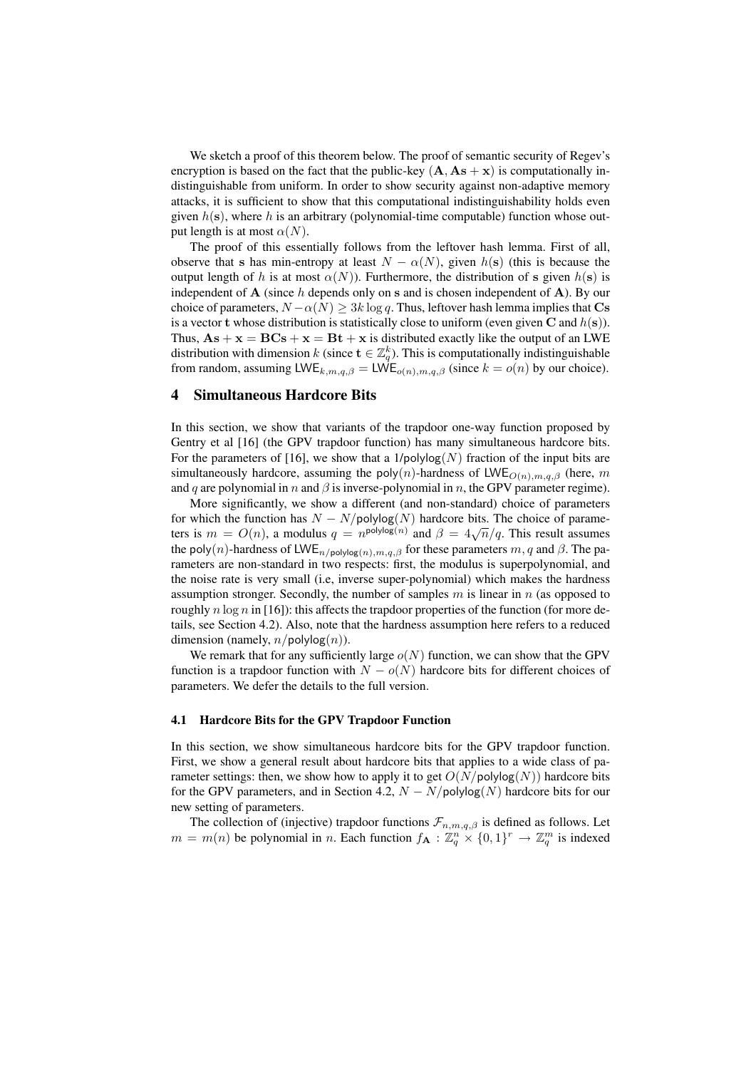We sketch a proof of this theorem below. The proof of semantic security of Regev's encryption is based on the fact that the public-key $(\mathbf{A}, \mathbf{A}\mathbf{s} + \mathbf{x})$ is computationally indistinguishable from uniform. In order to show security against non-adaptive memory attacks, it is sufficient to show that this computational indistinguishability holds even given $h(\mathbf{s})$, where $h$ is an arbitrary (polynomial-time computable) function whose output length is at most $\alpha(N)$.

The proof of this essentially follows from the leftover hash lemma. First of all, observe that $\mathbf{s}$ has min-entropy at least $N - \alpha(N)$, given $h(\mathbf{s})$ (this is because the output length of $h$ is at most $\alpha(N)$). Furthermore, the distribution of $\mathbf{s}$ given $h(\mathbf{s})$ is independent of $\mathbf{A}$ (since $h$ depends only on $\mathbf{s}$ and is chosen independent of $\mathbf{A}$). By our choice of parameters, $N - \alpha(N) \geq 3k \log q$. Thus, leftover hash lemma implies that $\mathbf{C}\mathbf{s}$ is a vector $\mathbf{t}$ whose distribution is statistically close to uniform (even given $\mathbf{C}$ and $h(\mathbf{s})$). Thus, $\mathbf{A}\mathbf{s} + \mathbf{x} = \mathbf{B}\mathbf{C}\mathbf{s} + \mathbf{x} = \mathbf{B}\mathbf{t} + \mathbf{x}$ is distributed exactly like the output of an LWE distribution with dimension $k$ (since $\mathbf{t} \in \mathbb{Z}_q^k$). This is computationally indistinguishable from random, assuming $\mathsf{LWE}_{k,m,q,\beta} = \mathsf{LWE}_{o(n),m,q,\beta}$ (since $k = o(n)$ by our choice).

## 4 Simultaneous Hardcore Bits

In this section, we show that variants of the trapdoor one-way function proposed by Gentry et al [16] (the GPV trapdoor function) has many simultaneous hardcore bits. For the parameters of [16], we show that a $1/\mathsf{polylog}(N)$ fraction of the input bits are simultaneously hardcore, assuming the $\mathsf{poly}(n)$-hardness of $\mathsf{LWE}_{O(n),m,q,\beta}$ (here, $m$ and $q$ are polynomial in $n$ and $\beta$ is inverse-polynomial in $n$, the GPV parameter regime).

More significantly, we show a different (and non-standard) choice of parameters for which the function has $N - N/\mathsf{polylog}(N)$ hardcore bits. The choice of parameters is $m = O(n)$, a modulus $q = n^{\mathsf{polylog}(n)}$ and $\beta = 4\sqrt{n}/q$. This result assumes the $\mathsf{poly}(n)$-hardness of $\mathsf{LWE}_{n/\mathsf{polylog}(n),m,q,\beta}$ for these parameters $m, q$ and $\beta$. The parameters are non-standard in two respects: first, the modulus is superpolynomial, and the noise rate is very small (i.e, inverse super-polynomial) which makes the hardness assumption stronger. Secondly, the number of samples $m$ is linear in $n$ (as opposed to roughly $n \log n$ in [16]): this affects the trapdoor properties of the function (for more details, see Section 4.2). Also, note that the hardness assumption here refers to a reduced dimension (namely, $n/\mathsf{polylog}(n)$).

We remark that for any sufficiently large $o(N)$ function, we can show that the GPV function is a trapdoor function with $N - o(N)$ hardcore bits for different choices of parameters. We defer the details to the full version.

### 4.1 Hardcore Bits for the GPV Trapdoor Function

In this section, we show simultaneous hardcore bits for the GPV trapdoor function. First, we show a general result about hardcore bits that applies to a wide class of parameter settings: then, we show how to apply it to get $O(N/\mathsf{polylog}(N))$ hardcore bits for the GPV parameters, and in Section 4.2, $N - N/\mathsf{polylog}(N)$ hardcore bits for our new setting of parameters.

The collection of (injective) trapdoor functions $\mathcal{F}_{n,m,q,\beta}$ is defined as follows. Let $m = m(n)$ be polynomial in $n$. Each function $f_{\mathbf{A}} : \mathbb{Z}_q^n \times \{0,1\}^r \to \mathbb{Z}_q^m$ is indexed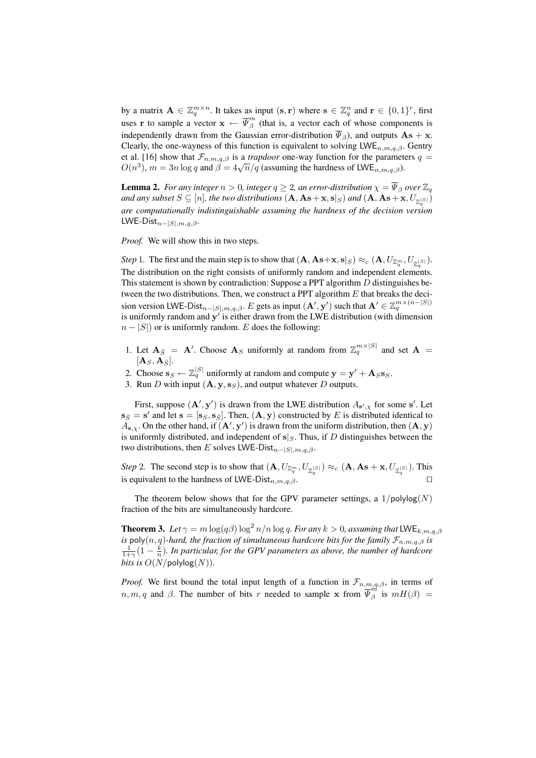by a matrix $\mathbf{A} \in \mathbb{Z}_q^{m\times n}$. It takes as input $(\mathbf{s}, \mathbf{r})$ where $\mathbf{s} \in \mathbb{Z}_q^n$ and $\mathbf{r} \in \{0,1\}^r$, first uses $\mathbf{r}$ to sample a vector $\mathbf{x} \leftarrow \overline{\Psi}_\beta^m$ (that is, a vector each of whose components is independently drawn from the Gaussian error-distribution $\overline{\Psi}_\beta$), and outputs $\mathbf{As} + \mathbf{x}$. Clearly, the one-wayness of this function is equivalent to solving $\mathsf{LWE}_{n,m,q,\beta}$. Gentry et al. [16] show that $\mathcal{F}_{n,m,q,\beta}$ is a *trapdoor* one-way function for the parameters $q = O(n^3)$, $m = 3n \log q$ and $\beta = 4\sqrt{n}/q$ (assuming the hardness of $\mathsf{LWE}_{n,m,q,\beta}$).

**Lemma 2.** *For any integer $n > 0$, integer $q \geq 2$, an error-distribution $\chi = \overline{\Psi}_\beta$ over $\mathbb{Z}_q$ and any subset $S \subseteq [n]$, the two distributions $(\mathbf{A}, \mathbf{As}+\mathbf{x}, \mathbf{s}|_S)$ and $(\mathbf{A}, \mathbf{As}+\mathbf{x}, U_{\mathbb{Z}_q^{|S|}})$ are computationally indistinguishable assuming the hardness of the decision version $\mathsf{LWE\text{-}Dist}_{n-|S|,m,q,\beta}$.*

*Proof.* We will show this in two steps.

*Step* 1. The first and the main step is to show that $(\mathbf{A}, \mathbf{As}+\mathbf{x}, \mathbf{s}|_S) \approx_c (\mathbf{A}, U_{\mathbb{Z}_q^m}, U_{\mathbb{Z}_q^{|S|}})$. The distribution on the right consists of uniformly random and independent elements. This statement is shown by contradiction: Suppose a PPT algorithm $D$ distinguishes between the two distributions. Then, we construct a PPT algorithm $E$ that breaks the decision version $\mathsf{LWE\text{-}Dist}_{n-|S|,m,q,\beta}$. $E$ gets as input $(\mathbf{A}', \mathbf{y}')$ such that $\mathbf{A}' \in \mathbb{Z}_q^{m\times(n-|S|)}$ is uniformly random and $\mathbf{y}'$ is either drawn from the LWE distribution (with dimension $n - |S|$) or is uniformly random. $E$ does the following:

1. Let $\mathbf{A}_{\bar{S}} = \mathbf{A}'$. Choose $\mathbf{A}_S$ uniformly at random from $\mathbb{Z}_q^{m\times|S|}$ and set $\mathbf{A} = [\mathbf{A}_S, \mathbf{A}_{\bar{S}}]$.
2. Choose $\mathbf{s}_S \leftarrow \mathbb{Z}_q^{|S|}$ uniformly at random and compute $\mathbf{y} = \mathbf{y}' + \mathbf{A}_S\mathbf{s}_S$.
3. Run $D$ with input $(\mathbf{A}, \mathbf{y}, \mathbf{s}_S)$, and output whatever $D$ outputs.

First, suppose $(\mathbf{A}', \mathbf{y}')$ is drawn from the LWE distribution $A_{\mathbf{s}',\chi}$ for some $\mathbf{s}'$. Let $\mathbf{s}_{\bar{S}} = \mathbf{s}'$ and let $\mathbf{s} = [\mathbf{s}_S, \mathbf{s}_{\bar{S}}]$. Then, $(\mathbf{A}, \mathbf{y})$ constructed by $E$ is distributed identical to $A_{\mathbf{s},\chi}$. On the other hand, if $(\mathbf{A}', \mathbf{y}')$ is drawn from the uniform distribution, then $(\mathbf{A}, \mathbf{y})$ is uniformly distributed, and independent of $\mathbf{s}|_S$. Thus, if $D$ distinguishes between the two distributions, then $E$ solves $\mathsf{LWE\text{-}Dist}_{n-|S|,m,q,\beta}$.

*Step* 2. The second step is to show that $(\mathbf{A}, U_{\mathbb{Z}_q^m}, U_{\mathbb{Z}_q^{|S|}}) \approx_c (\mathbf{A}, \mathbf{As}+\mathbf{x}, U_{\mathbb{Z}_q^{|S|}})$. This is equivalent to the hardness of $\mathsf{LWE\text{-}Dist}_{n,m,q,\beta}$. □

The theorem below shows that for the GPV parameter settings, a $1/\mathsf{polylog}(N)$ fraction of the bits are simultaneously hardcore.

**Theorem 3.** *Let $\gamma = m\log(q\beta)\log^2 n/n\log q$. For any $k > 0$, assuming that $\mathsf{LWE}_{k,m,q,\beta}$ is $\mathsf{poly}(n,q)$-hard, the fraction of simultaneous hardcore bits for the family $\mathcal{F}_{n,m,q,\beta}$ is $\frac{1}{1+\gamma}(1 - \frac{k}{n})$. In particular, for the GPV parameters as above, the number of hardcore bits is $O(N/\mathsf{polylog}(N))$.*

*Proof.* We first bound the total input length of a function in $\mathcal{F}_{n,m,q,\beta}$, in terms of $n, m, q$ and $\beta$. The number of bits $r$ needed to sample $\mathbf{x}$ from $\overline{\Psi}_\beta^m$ is $mH(\beta) =$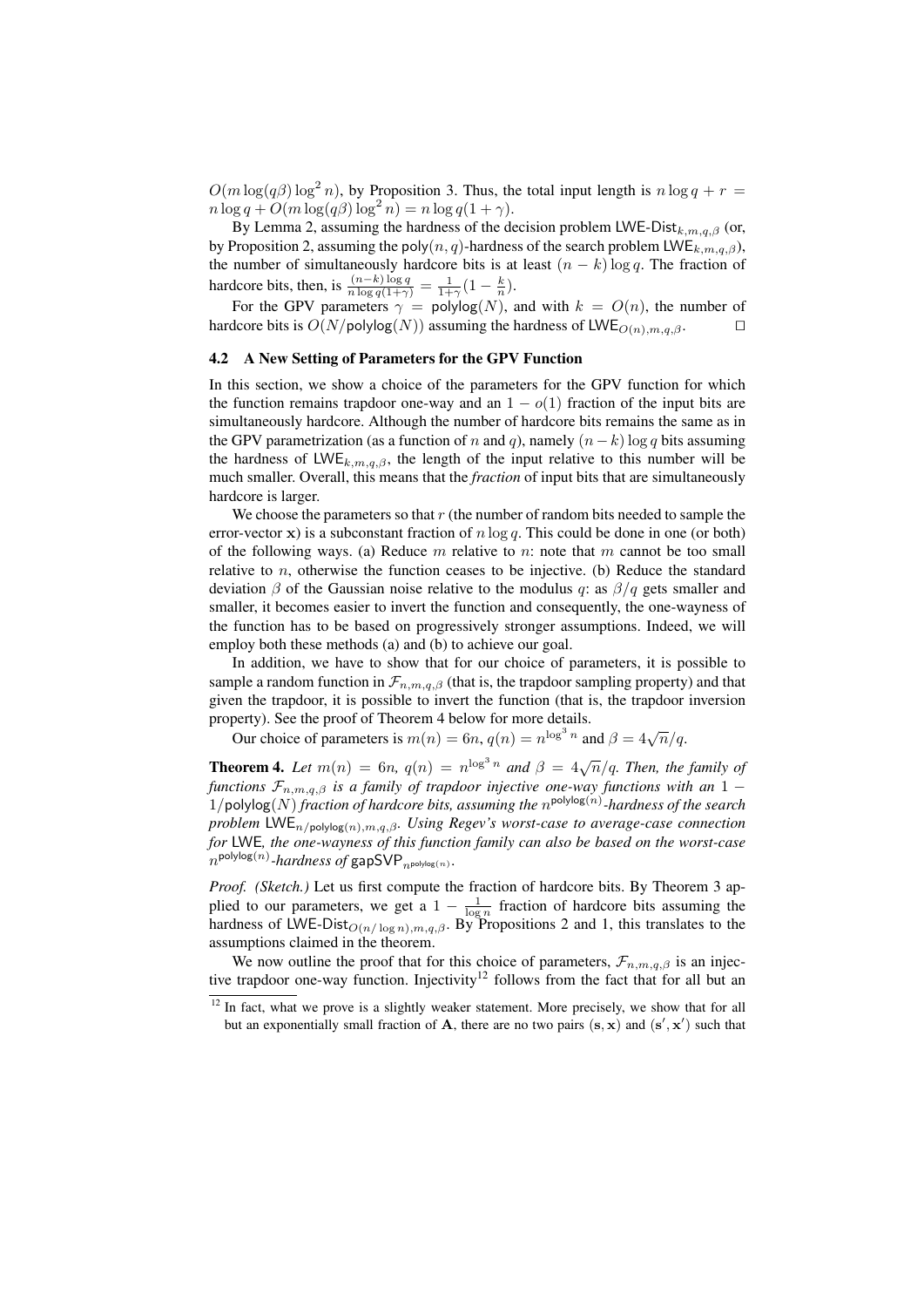$O(m \log(q\beta) \log^2 n)$, by Proposition 3. Thus, the total input length is $n \log q + r = n \log q + O(m \log(q\beta) \log^2 n) = n \log q(1 + \gamma)$.

By Lemma 2, assuming the hardness of the decision problem $\mathsf{LWE\text{-}Dist}_{k,m,q,\beta}$ (or, by Proposition 2, assuming the $\mathsf{poly}(n, q)$-hardness of the search problem $\mathsf{LWE}_{k,m,q,\beta}$), the number of simultaneously hardcore bits is at least $(n - k) \log q$. The fraction of hardcore bits, then, is $\frac{(n-k)\log q}{n \log q(1+\gamma)} = \frac{1}{1+\gamma}(1 - \frac{k}{n})$.

For the GPV parameters $\gamma = \mathsf{polylog}(N)$, and with $k = O(n)$, the number of hardcore bits is $O(N/\mathsf{polylog}(N))$ assuming the hardness of $\mathsf{LWE}_{O(n),m,q,\beta}$. $\square$

### 4.2 A New Setting of Parameters for the GPV Function

In this section, we show a choice of the parameters for the GPV function for which the function remains trapdoor one-way and an $1 - o(1)$ fraction of the input bits are simultaneously hardcore. Although the number of hardcore bits remains the same as in the GPV parametrization (as a function of $n$ and $q$), namely $(n-k)\log q$ bits assuming the hardness of $\mathsf{LWE}_{k,m,q,\beta}$, the length of the input relative to this number will be much smaller. Overall, this means that the *fraction* of input bits that are simultaneously hardcore is larger.

We choose the parameters so that $r$ (the number of random bits needed to sample the error-vector $\mathbf{x}$) is a subconstant fraction of $n \log q$. This could be done in one (or both) of the following ways. (a) Reduce $m$ relative to $n$: note that $m$ cannot be too small relative to $n$, otherwise the function ceases to be injective. (b) Reduce the standard deviation $\beta$ of the Gaussian noise relative to the modulus $q$: as $\beta/q$ gets smaller and smaller, it becomes easier to invert the function and consequently, the one-wayness of the function has to be based on progressively stronger assumptions. Indeed, we will employ both these methods (a) and (b) to achieve our goal.

In addition, we have to show that for our choice of parameters, it is possible to sample a random function in $\mathcal{F}_{n,m,q,\beta}$ (that is, the trapdoor sampling property) and that given the trapdoor, it is possible to invert the function (that is, the trapdoor inversion property). See the proof of Theorem 4 below for more details.

Our choice of parameters is $m(n) = 6n$, $q(n) = n^{\log^3 n}$ and $\beta = 4\sqrt{n}/q$.

**Theorem 4.** *Let $m(n) = 6n$, $q(n) = n^{\log^3 n}$ and $\beta = 4\sqrt{n}/q$. Then, the family of functions $\mathcal{F}_{n,m,q,\beta}$ is a family of trapdoor injective one-way functions with an $1 - 1/\mathsf{polylog}(N)$ fraction of hardcore bits, assuming the $n^{\mathsf{polylog}(n)}$-hardness of the search problem $\mathsf{LWE}_{n/\mathsf{polylog}(n),m,q,\beta}$. Using Regev's worst-case to average-case connection for $\mathsf{LWE}$, the one-wayness of this function family can also be based on the worst-case $n^{\mathsf{polylog}(n)}$-hardness of $\mathsf{gapSVP}_{n^{\mathsf{polylog}(n)}}$.*

*Proof. (Sketch.)* Let us first compute the fraction of hardcore bits. By Theorem 3 applied to our parameters, we get a $1 - \frac{1}{\log n}$ fraction of hardcore bits assuming the hardness of $\mathsf{LWE\text{-}Dist}_{O(n/\log n),m,q,\beta}$. By Propositions 2 and 1, this translates to the assumptions claimed in the theorem.

We now outline the proof that for this choice of parameters, $\mathcal{F}_{n,m,q,\beta}$ is an injective trapdoor one-way function. Injectivity[12] follows from the fact that for all but an

---

[12] In fact, what we prove is a slightly weaker statement. More precisely, we show that for all but an exponentially small fraction of $\mathbf{A}$, there are no two pairs $(\mathbf{s}, \mathbf{x})$ and $(\mathbf{s}', \mathbf{x}')$ such that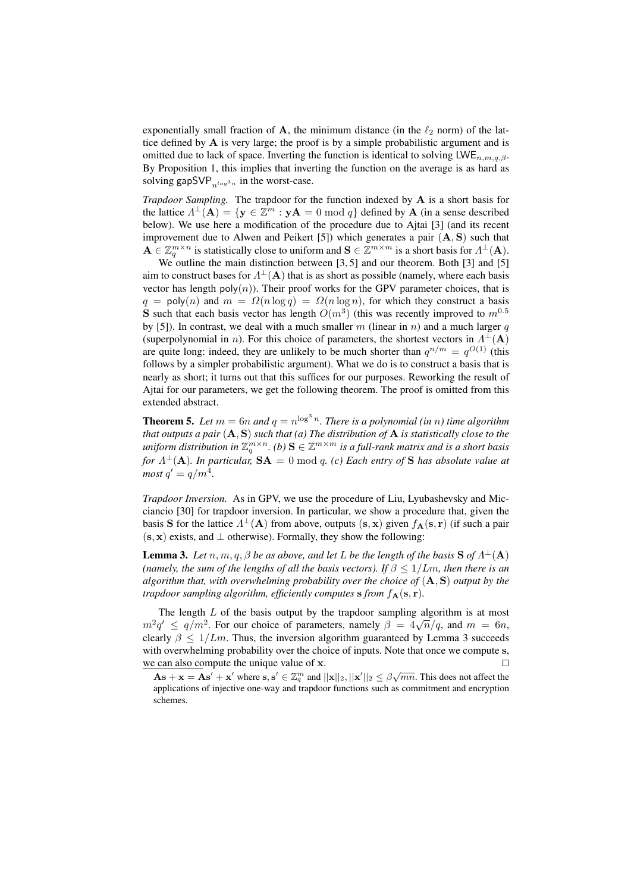exponentially small fraction of $\mathbf{A}$, the minimum distance (in the $\ell_2$ norm) of the lattice defined by $\mathbf{A}$ is very large; the proof is by a simple probabilistic argument and is omitted due to lack of space. Inverting the function is identical to solving $\mathsf{LWE}_{n,m,q,\beta}$. By Proposition 1, this implies that inverting the function on the average is as hard as solving $\mathsf{gapSVP}_{n^{\log^3 n}}$ in the worst-case.

*Trapdoor Sampling.* The trapdoor for the function indexed by $\mathbf{A}$ is a short basis for the lattice $\Lambda^\perp(\mathbf{A}) = \{\mathbf{y} \in \mathbb{Z}^m : \mathbf{y}\mathbf{A} = 0 \bmod q\}$ defined by $\mathbf{A}$ (in a sense described below). We use here a modification of the procedure due to Ajtai [3] (and its recent improvement due to Alwen and Peikert [5]) which generates a pair $(\mathbf{A}, \mathbf{S})$ such that $\mathbf{A} \in \mathbb{Z}_q^{m\times n}$ is statistically close to uniform and $\mathbf{S} \in \mathbb{Z}^{m\times m}$ is a short basis for $\Lambda^\perp(\mathbf{A})$.

We outline the main distinction between [3, 5] and our theorem. Both [3] and [5] aim to construct bases for $\Lambda^\perp(\mathbf{A})$ that is as short as possible (namely, where each basis vector has length $\mathsf{poly}(n)$). Their proof works for the GPV parameter choices, that is $q = \mathsf{poly}(n)$ and $m = \Omega(n \log q) = \Omega(n \log n)$, for which they construct a basis $\mathbf{S}$ such that each basis vector has length $O(m^3)$ (this was recently improved to $m^{0.5}$ by [5]). In contrast, we deal with a much smaller $m$ (linear in $n$) and a much larger $q$ (superpolynomial in $n$). For this choice of parameters, the shortest vectors in $\Lambda^\perp(\mathbf{A})$ are quite long: indeed, they are unlikely to be much shorter than $q^{n/m} = q^{O(1)}$ (this follows by a simpler probabilistic argument). What we do is to construct a basis that is nearly as short; it turns out that this suffices for our purposes. Reworking the result of Ajtai for our parameters, we get the following theorem. The proof is omitted from this extended abstract.

**Theorem 5.** *Let $m = 6n$ and $q = n^{\log^3 n}$. There is a polynomial (in $n$) time algorithm that outputs a pair $(\mathbf{A}, \mathbf{S})$ such that (a) The distribution of $\mathbf{A}$ is statistically close to the uniform distribution in $\mathbb{Z}_q^{m\times n}$. (b) $\mathbf{S} \in \mathbb{Z}^{m\times m}$ is a full-rank matrix and is a short basis for $\Lambda^\perp(\mathbf{A})$. In particular, $\mathbf{S}\mathbf{A} = 0 \bmod q$. (c) Each entry of $\mathbf{S}$ has absolute value at most $q' = q/m^4$.*

*Trapdoor Inversion.* As in GPV, we use the procedure of Liu, Lyubashevsky and Micciancio [30] for trapdoor inversion. In particular, we show a procedure that, given the basis $\mathbf{S}$ for the lattice $\Lambda^\perp(\mathbf{A})$ from above, outputs $(\mathbf{s}, \mathbf{x})$ given $f_{\mathbf{A}}(\mathbf{s}, \mathbf{r})$ (if such a pair $(\mathbf{s}, \mathbf{x})$ exists, and $\perp$ otherwise). Formally, they show the following:

**Lemma 3.** *Let $n, m, q, \beta$ be as above, and let $L$ be the length of the basis $\mathbf{S}$ of $\Lambda^\perp(\mathbf{A})$ (namely, the sum of the lengths of all the basis vectors). If $\beta \le 1/Lm$, then there is an algorithm that, with overwhelming probability over the choice of $(\mathbf{A}, \mathbf{S})$ output by the trapdoor sampling algorithm, efficiently computes $\mathbf{s}$ from $f_{\mathbf{A}}(\mathbf{s}, \mathbf{r})$.*

The length $L$ of the basis output by the trapdoor sampling algorithm is at most $m^2 q' \le q/m^2$. For our choice of parameters, namely $\beta = 4\sqrt{n}/q$, and $m = 6n$, clearly $\beta \le 1/Lm$. Thus, the inversion algorithm guaranteed by Lemma 3 succeeds with overwhelming probability over the choice of inputs. Note that once we compute $\mathbf{s}$, we can also compute the unique value of $\mathbf{x}$. $\square$

$\mathbf{A}\mathbf{s} + \mathbf{x} = \mathbf{A}\mathbf{s}' + \mathbf{x}'$ where $\mathbf{s}, \mathbf{s}' \in \mathbb{Z}_q^m$ and $||\mathbf{x}||_2, ||\mathbf{x}'||_2 \le \beta\sqrt{mn}$. This does not affect the applications of injective one-way and trapdoor functions such as commitment and encryption schemes.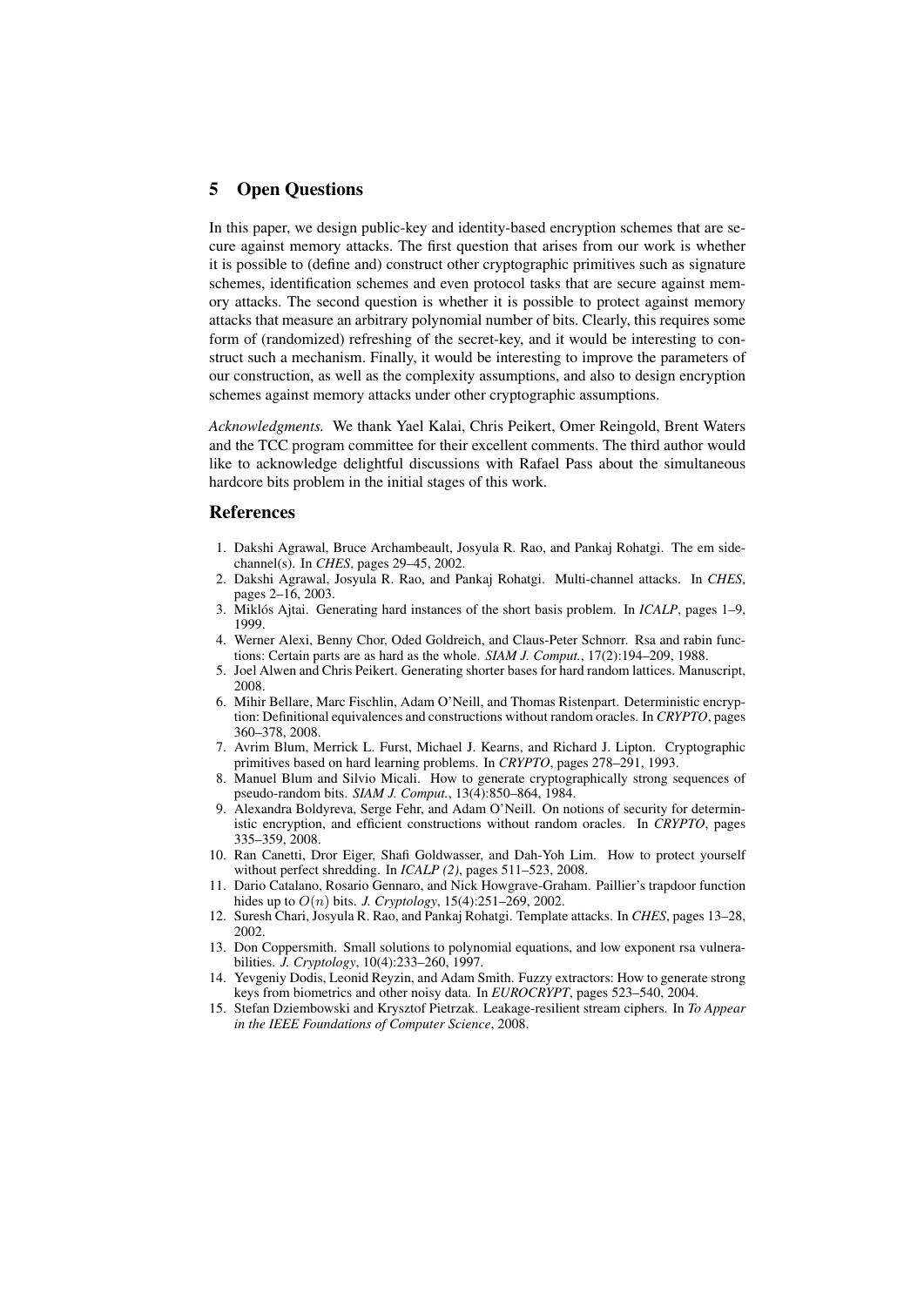## 5 Open Questions

In this paper, we design public-key and identity-based encryption schemes that are secure against memory attacks. The first question that arises from our work is whether it is possible to (define and) construct other cryptographic primitives such as signature schemes, identification schemes and even protocol tasks that are secure against memory attacks. The second question is whether it is possible to protect against memory attacks that measure an arbitrary polynomial number of bits. Clearly, this requires some form of (randomized) refreshing of the secret-key, and it would be interesting to construct such a mechanism. Finally, it would be interesting to improve the parameters of our construction, as well as the complexity assumptions, and also to design encryption schemes against memory attacks under other cryptographic assumptions.

*Acknowledgments.* We thank Yael Kalai, Chris Peikert, Omer Reingold, Brent Waters and the TCC program committee for their excellent comments. The third author would like to acknowledge delightful discussions with Rafael Pass about the simultaneous hardcore bits problem in the initial stages of this work.

## References

1. Dakshi Agrawal, Bruce Archambeault, Josyula R. Rao, and Pankaj Rohatgi. The em side-channel(s). In *CHES*, pages 29–45, 2002.
2. Dakshi Agrawal, Josyula R. Rao, and Pankaj Rohatgi. Multi-channel attacks. In *CHES*, pages 2–16, 2003.
3. Miklós Ajtai. Generating hard instances of the short basis problem. In *ICALP*, pages 1–9, 1999.
4. Werner Alexi, Benny Chor, Oded Goldreich, and Claus-Peter Schnorr. Rsa and rabin functions: Certain parts are as hard as the whole. *SIAM J. Comput.*, 17(2):194–209, 1988.
5. Joel Alwen and Chris Peikert. Generating shorter bases for hard random lattices. Manuscript, 2008.
6. Mihir Bellare, Marc Fischlin, Adam O'Neill, and Thomas Ristenpart. Deterministic encryption: Definitional equivalences and constructions without random oracles. In *CRYPTO*, pages 360–378, 2008.
7. Avrim Blum, Merrick L. Furst, Michael J. Kearns, and Richard J. Lipton. Cryptographic primitives based on hard learning problems. In *CRYPTO*, pages 278–291, 1993.
8. Manuel Blum and Silvio Micali. How to generate cryptographically strong sequences of pseudo-random bits. *SIAM J. Comput.*, 13(4):850–864, 1984.
9. Alexandra Boldyreva, Serge Fehr, and Adam O'Neill. On notions of security for deterministic encryption, and efficient constructions without random oracles. In *CRYPTO*, pages 335–359, 2008.
10. Ran Canetti, Dror Eiger, Shafi Goldwasser, and Dah-Yoh Lim. How to protect yourself without perfect shredding. In *ICALP (2)*, pages 511–523, 2008.
11. Dario Catalano, Rosario Gennaro, and Nick Howgrave-Graham. Paillier's trapdoor function hides up to $O(n)$ bits. *J. Cryptology*, 15(4):251–269, 2002.
12. Suresh Chari, Josyula R. Rao, and Pankaj Rohatgi. Template attacks. In *CHES*, pages 13–28, 2002.
13. Don Coppersmith. Small solutions to polynomial equations, and low exponent rsa vulnerabilities. *J. Cryptology*, 10(4):233–260, 1997.
14. Yevgeniy Dodis, Leonid Reyzin, and Adam Smith. Fuzzy extractors: How to generate strong keys from biometrics and other noisy data. In *EUROCRYPT*, pages 523–540, 2004.
15. Stefan Dziembowski and Krysztof Pietrzak. Leakage-resilient stream ciphers. In *To Appear in the IEEE Foundations of Computer Science*, 2008.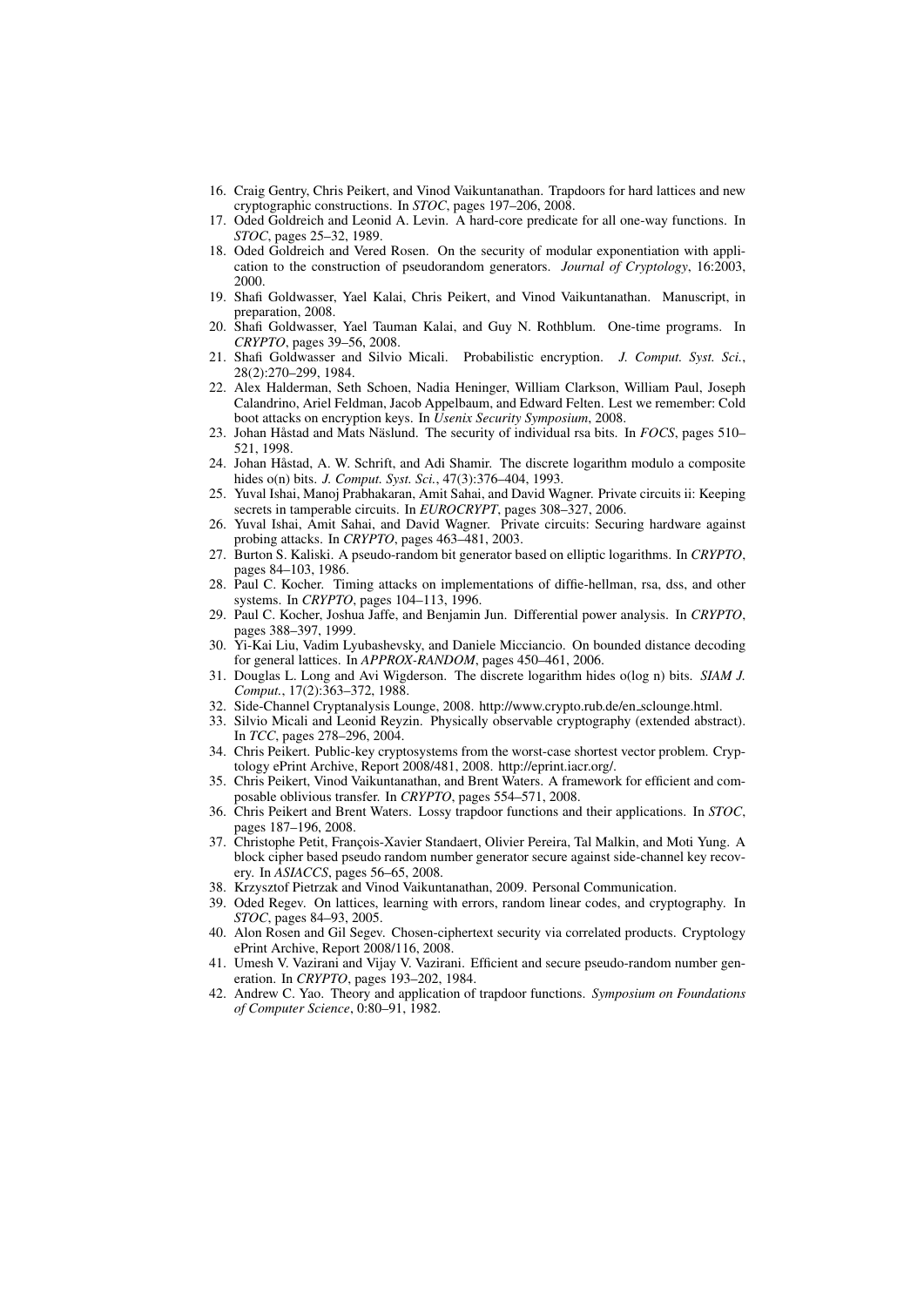16. Craig Gentry, Chris Peikert, and Vinod Vaikuntanathan. Trapdoors for hard lattices and new cryptographic constructions. In *STOC*, pages 197–206, 2008.
17. Oded Goldreich and Leonid A. Levin. A hard-core predicate for all one-way functions. In *STOC*, pages 25–32, 1989.
18. Oded Goldreich and Vered Rosen. On the security of modular exponentiation with application to the construction of pseudorandom generators. *Journal of Cryptology*, 16:2003, 2000.
19. Shafi Goldwasser, Yael Kalai, Chris Peikert, and Vinod Vaikuntanathan. Manuscript, in preparation, 2008.
20. Shafi Goldwasser, Yael Tauman Kalai, and Guy N. Rothblum. One-time programs. In *CRYPTO*, pages 39–56, 2008.
21. Shafi Goldwasser and Silvio Micali. Probabilistic encryption. *J. Comput. Syst. Sci.*, 28(2):270–299, 1984.
22. Alex Halderman, Seth Schoen, Nadia Heninger, William Clarkson, William Paul, Joseph Calandrino, Ariel Feldman, Jacob Appelbaum, and Edward Felten. Lest we remember: Cold boot attacks on encryption keys. In *Usenix Security Symposium*, 2008.
23. Johan Håstad and Mats Näslund. The security of individual rsa bits. In *FOCS*, pages 510–521, 1998.
24. Johan Håstad, A. W. Schrift, and Adi Shamir. The discrete logarithm modulo a composite hides o(n) bits. *J. Comput. Syst. Sci.*, 47(3):376–404, 1993.
25. Yuval Ishai, Manoj Prabhakaran, Amit Sahai, and David Wagner. Private circuits ii: Keeping secrets in tamperable circuits. In *EUROCRYPT*, pages 308–327, 2006.
26. Yuval Ishai, Amit Sahai, and David Wagner. Private circuits: Securing hardware against probing attacks. In *CRYPTO*, pages 463–481, 2003.
27. Burton S. Kaliski. A pseudo-random bit generator based on elliptic logarithms. In *CRYPTO*, pages 84–103, 1986.
28. Paul C. Kocher. Timing attacks on implementations of diffie-hellman, rsa, dss, and other systems. In *CRYPTO*, pages 104–113, 1996.
29. Paul C. Kocher, Joshua Jaffe, and Benjamin Jun. Differential power analysis. In *CRYPTO*, pages 388–397, 1999.
30. Yi-Kai Liu, Vadim Lyubashevsky, and Daniele Micciancio. On bounded distance decoding for general lattices. In *APPROX-RANDOM*, pages 450–461, 2006.
31. Douglas L. Long and Avi Wigderson. The discrete logarithm hides o(log n) bits. *SIAM J. Comput.*, 17(2):363–372, 1988.
32. Side-Channel Cryptanalysis Lounge, 2008. http://www.crypto.rub.de/en_sclounge.html.
33. Silvio Micali and Leonid Reyzin. Physically observable cryptography (extended abstract). In *TCC*, pages 278–296, 2004.
34. Chris Peikert. Public-key cryptosystems from the worst-case shortest vector problem. Cryptology ePrint Archive, Report 2008/481, 2008. http://eprint.iacr.org/.
35. Chris Peikert, Vinod Vaikuntanathan, and Brent Waters. A framework for efficient and composable oblivious transfer. In *CRYPTO*, pages 554–571, 2008.
36. Chris Peikert and Brent Waters. Lossy trapdoor functions and their applications. In *STOC*, pages 187–196, 2008.
37. Christophe Petit, François-Xavier Standaert, Olivier Pereira, Tal Malkin, and Moti Yung. A block cipher based pseudo random number generator secure against side-channel key recovery. In *ASIACCS*, pages 56–65, 2008.
38. Krzysztof Pietrzak and Vinod Vaikuntanathan, 2009. Personal Communication.
39. Oded Regev. On lattices, learning with errors, random linear codes, and cryptography. In *STOC*, pages 84–93, 2005.
40. Alon Rosen and Gil Segev. Chosen-ciphertext security via correlated products. Cryptology ePrint Archive, Report 2008/116, 2008.
41. Umesh V. Vazirani and Vijay V. Vazirani. Efficient and secure pseudo-random number generation. In *CRYPTO*, pages 193–202, 1984.
42. Andrew C. Yao. Theory and application of trapdoor functions. *Symposium on Foundations of Computer Science*, 0:80–91, 1982.